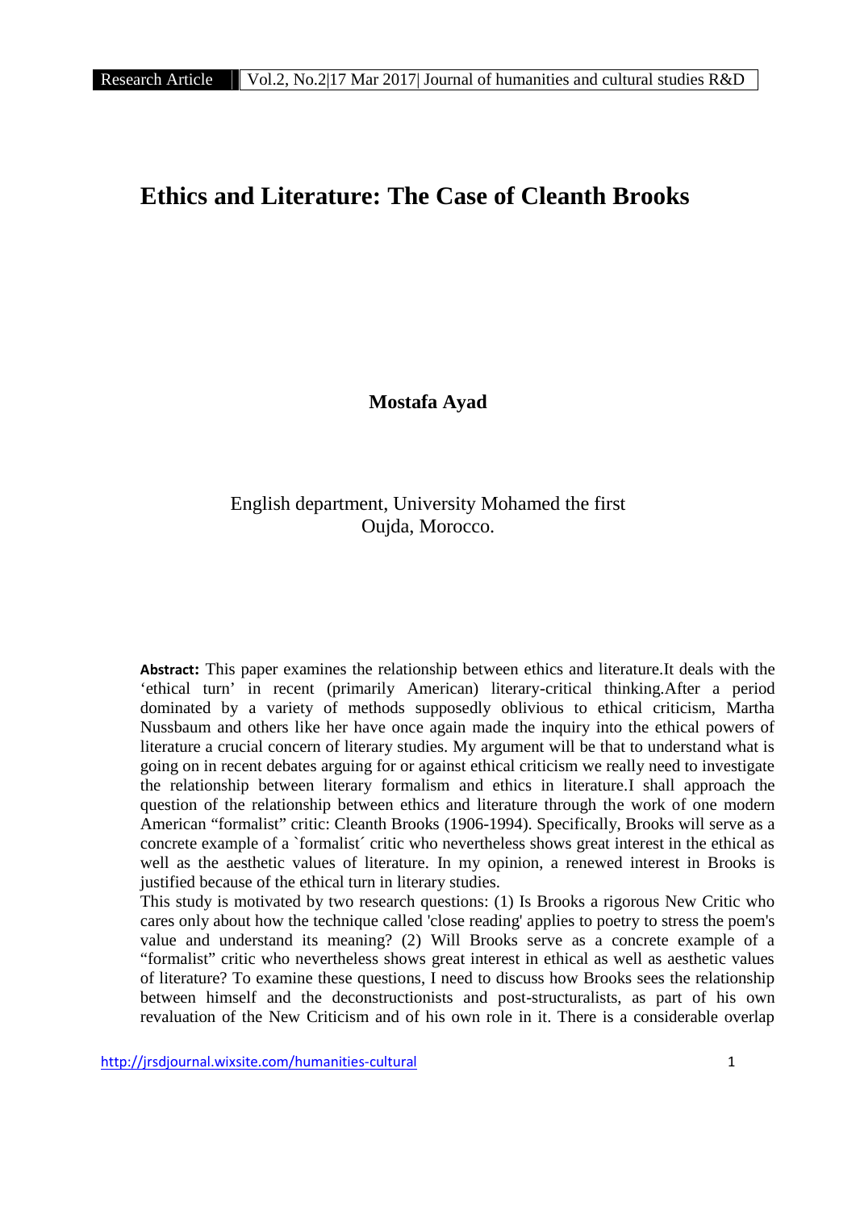# Ethics and Literature: The Case of Cleanth Brooks

**Mostafa Ayad**

English department, University Mohamed the first
Oujda, Morocco.

**Abstract:** This paper examines the relationship between ethics and literature.It deals with the 'ethical turn' in recent (primarily American) literary-critical thinking.After a period dominated by a variety of methods supposedly oblivious to ethical criticism, Martha Nussbaum and others like her have once again made the inquiry into the ethical powers of literature a crucial concern of literary studies. My argument will be that to understand what is going on in recent debates arguing for or against ethical criticism we really need to investigate the relationship between literary formalism and ethics in literature.I shall approach the question of the relationship between ethics and literature through the work of one modern American "formalist" critic: Cleanth Brooks (1906-1994). Specifically, Brooks will serve as a concrete example of a `formalist´ critic who nevertheless shows great interest in the ethical as well as the aesthetic values of literature. In my opinion, a renewed interest in Brooks is justified because of the ethical turn in literary studies.

This study is motivated by two research questions: (1) Is Brooks a rigorous New Critic who cares only about how the technique called 'close reading' applies to poetry to stress the poem's value and understand its meaning? (2) Will Brooks serve as a concrete example of a "formalist" critic who nevertheless shows great interest in ethical as well as aesthetic values of literature? To examine these questions, I need to discuss how Brooks sees the relationship between himself and the deconstructionists and post-structuralists, as part of his own revaluation of the New Criticism and of his own role in it. There is a considerable overlap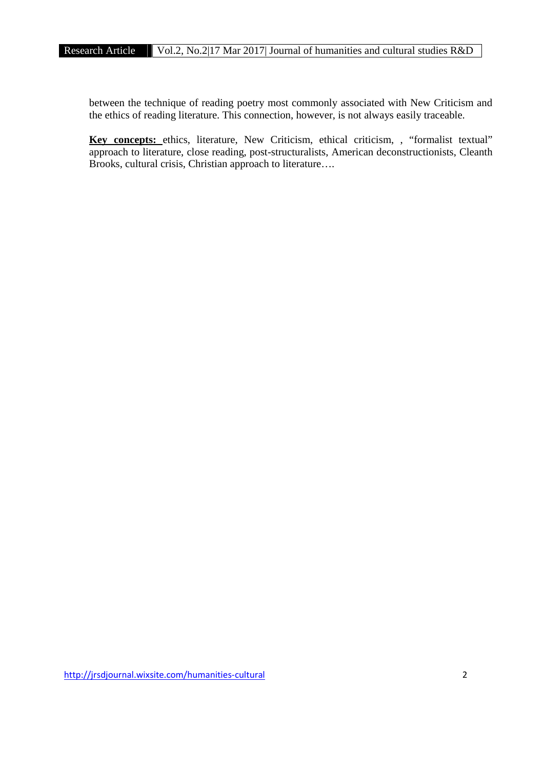between the technique of reading poetry most commonly associated with New Criticism and the ethics of reading literature. This connection, however, is not always easily traceable.

**Key concepts:** ethics, literature, New Criticism, ethical criticism, , "formalist textual" approach to literature, close reading, post-structuralists, American deconstructionists, Cleanth Brooks, cultural crisis, Christian approach to literature….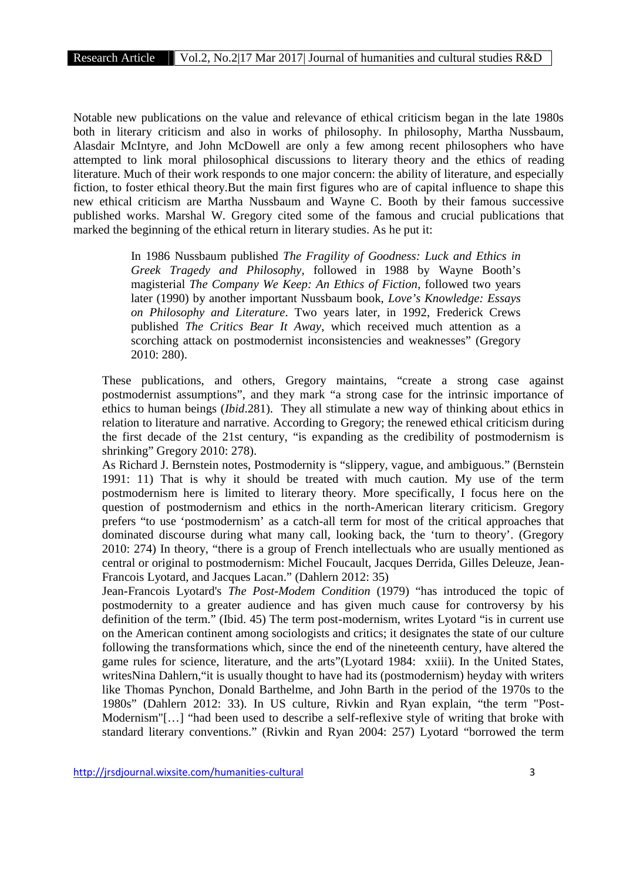Notable new publications on the value and relevance of ethical criticism began in the late 1980s both in literary criticism and also in works of philosophy. In philosophy, Martha Nussbaum, Alasdair McIntyre, and John McDowell are only a few among recent philosophers who have attempted to link moral philosophical discussions to literary theory and the ethics of reading literature. Much of their work responds to one major concern: the ability of literature, and especially fiction, to foster ethical theory.But the main first figures who are of capital influence to shape this new ethical criticism are Martha Nussbaum and Wayne C. Booth by their famous successive published works. Marshal W. Gregory cited some of the famous and crucial publications that marked the beginning of the ethical return in literary studies. As he put it:

> In 1986 Nussbaum published *The Fragility of Goodness: Luck and Ethics in Greek Tragedy and Philosophy*, followed in 1988 by Wayne Booth's magisterial *The Company We Keep: An Ethics of Fiction*, followed two years later (1990) by another important Nussbaum book, *Love's Knowledge: Essays on Philosophy and Literature*. Two years later, in 1992, Frederick Crews published *The Critics Bear It Away*, which received much attention as a scorching attack on postmodernist inconsistencies and weaknesses" (Gregory 2010: 280).

These publications, and others, Gregory maintains, "create a strong case against postmodernist assumptions", and they mark "a strong case for the intrinsic importance of ethics to human beings (*Ibid*.281). They all stimulate a new way of thinking about ethics in relation to literature and narrative. According to Gregory; the renewed ethical criticism during the first decade of the 21st century, "is expanding as the credibility of postmodernism is shrinking" Gregory 2010: 278).

As Richard J. Bernstein notes, Postmodernity is "slippery, vague, and ambiguous." (Bernstein 1991: 11) That is why it should be treated with much caution. My use of the term postmodernism here is limited to literary theory. More specifically, I focus here on the question of postmodernism and ethics in the north-American literary criticism. Gregory prefers "to use 'postmodernism' as a catch-all term for most of the critical approaches that dominated discourse during what many call, looking back, the 'turn to theory'. (Gregory 2010: 274) In theory, "there is a group of French intellectuals who are usually mentioned as central or original to postmodernism: Michel Foucault, Jacques Derrida, Gilles Deleuze, Jean-Francois Lyotard, and Jacques Lacan." (Dahlern 2012: 35)

Jean-Francois Lyotard's *The Post-Modem Condition* (1979) "has introduced the topic of postmodernity to a greater audience and has given much cause for controversy by his definition of the term." (Ibid. 45) The term post-modernism, writes Lyotard "is in current use on the American continent among sociologists and critics; it designates the state of our culture following the transformations which, since the end of the nineteenth century, have altered the game rules for science, literature, and the arts"(Lyotard 1984: xxiii). In the United States, writesNina Dahlern,"it is usually thought to have had its (postmodernism) heyday with writers like Thomas Pynchon, Donald Barthelme, and John Barth in the period of the 1970s to the 1980s" (Dahlern 2012: 33). In US culture, Rivkin and Ryan explain, "the term "Post-Modernism"[…] "had been used to describe a self-reflexive style of writing that broke with standard literary conventions." (Rivkin and Ryan 2004: 257) Lyotard "borrowed the term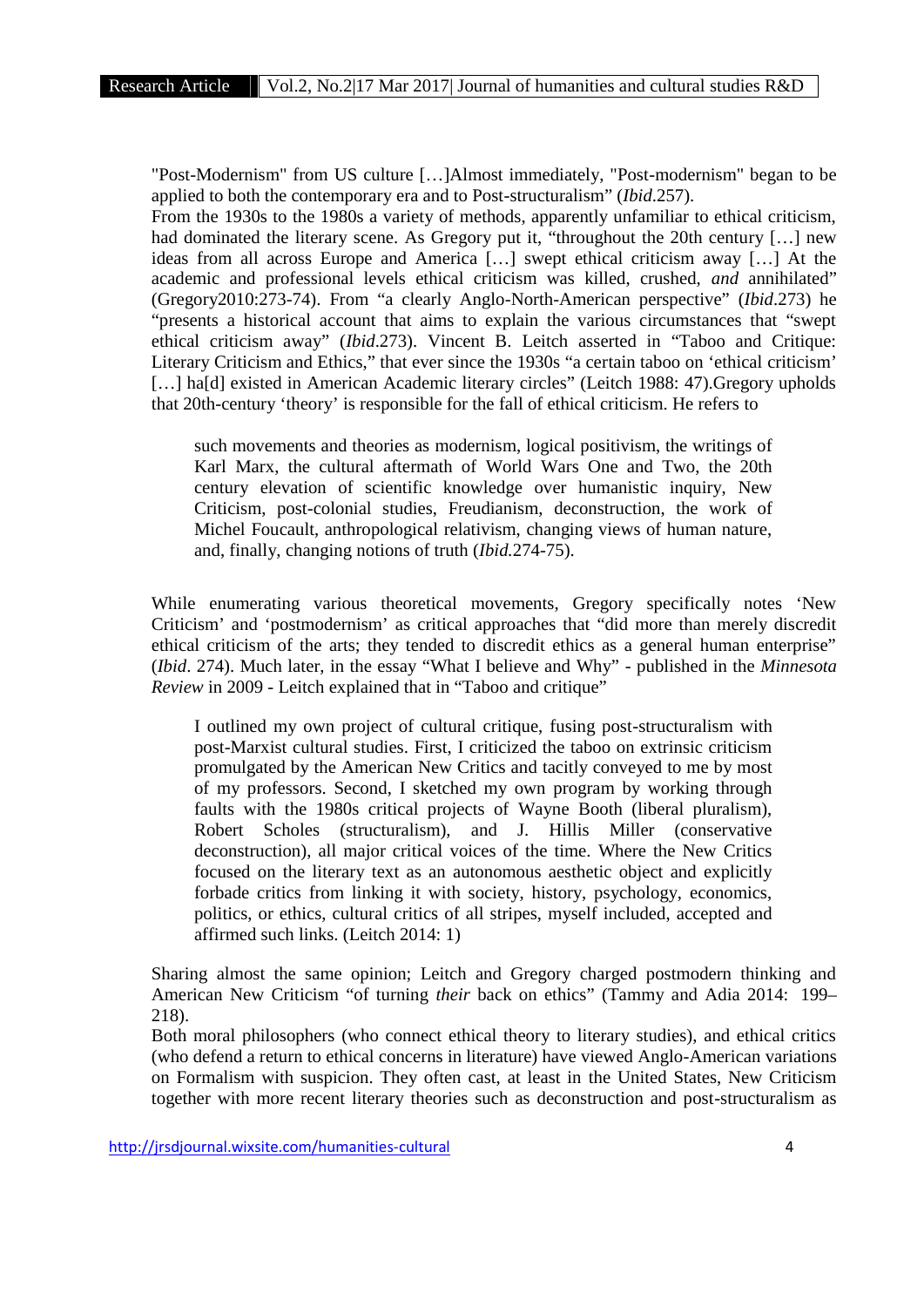"Post-Modernism" from US culture […]Almost immediately, "Post-modernism" began to be applied to both the contemporary era and to Post-structuralism" (*Ibid*.257).

From the 1930s to the 1980s a variety of methods, apparently unfamiliar to ethical criticism, had dominated the literary scene. As Gregory put it, "throughout the 20th century […] new ideas from all across Europe and America […] swept ethical criticism away […] At the academic and professional levels ethical criticism was killed, crushed, *and* annihilated" (Gregory2010:273-74). From "a clearly Anglo-North-American perspective" (*Ibid*.273) he "presents a historical account that aims to explain the various circumstances that "swept ethical criticism away" (*Ibid*.273). Vincent B. Leitch asserted in "Taboo and Critique: Literary Criticism and Ethics," that ever since the 1930s "a certain taboo on 'ethical criticism' […] ha[d] existed in American Academic literary circles" (Leitch 1988: 47).Gregory upholds that 20th-century 'theory' is responsible for the fall of ethical criticism. He refers to

> such movements and theories as modernism, logical positivism, the writings of Karl Marx, the cultural aftermath of World Wars One and Two, the 20th century elevation of scientific knowledge over humanistic inquiry, New Criticism, post-colonial studies, Freudianism, deconstruction, the work of Michel Foucault, anthropological relativism, changing views of human nature, and, finally, changing notions of truth (*Ibid*.274-75).

While enumerating various theoretical movements, Gregory specifically notes 'New Criticism' and 'postmodernism' as critical approaches that "did more than merely discredit ethical criticism of the arts; they tended to discredit ethics as a general human enterprise" (*Ibid*. 274). Much later, in the essay "What I believe and Why" - published in the *Minnesota Review* in 2009 - Leitch explained that in "Taboo and critique"

> I outlined my own project of cultural critique, fusing post-structuralism with post-Marxist cultural studies. First, I criticized the taboo on extrinsic criticism promulgated by the American New Critics and tacitly conveyed to me by most of my professors. Second, I sketched my own program by working through faults with the 1980s critical projects of Wayne Booth (liberal pluralism), Robert Scholes (structuralism), and J. Hillis Miller (conservative deconstruction), all major critical voices of the time. Where the New Critics focused on the literary text as an autonomous aesthetic object and explicitly forbade critics from linking it with society, history, psychology, economics, politics, or ethics, cultural critics of all stripes, myself included, accepted and affirmed such links. (Leitch 2014: 1)

Sharing almost the same opinion; Leitch and Gregory charged postmodern thinking and American New Criticism "of turning *their* back on ethics" (Tammy and Adia 2014: 199–218).

Both moral philosophers (who connect ethical theory to literary studies), and ethical critics (who defend a return to ethical concerns in literature) have viewed Anglo-American variations on Formalism with suspicion. They often cast, at least in the United States, New Criticism together with more recent literary theories such as deconstruction and post-structuralism as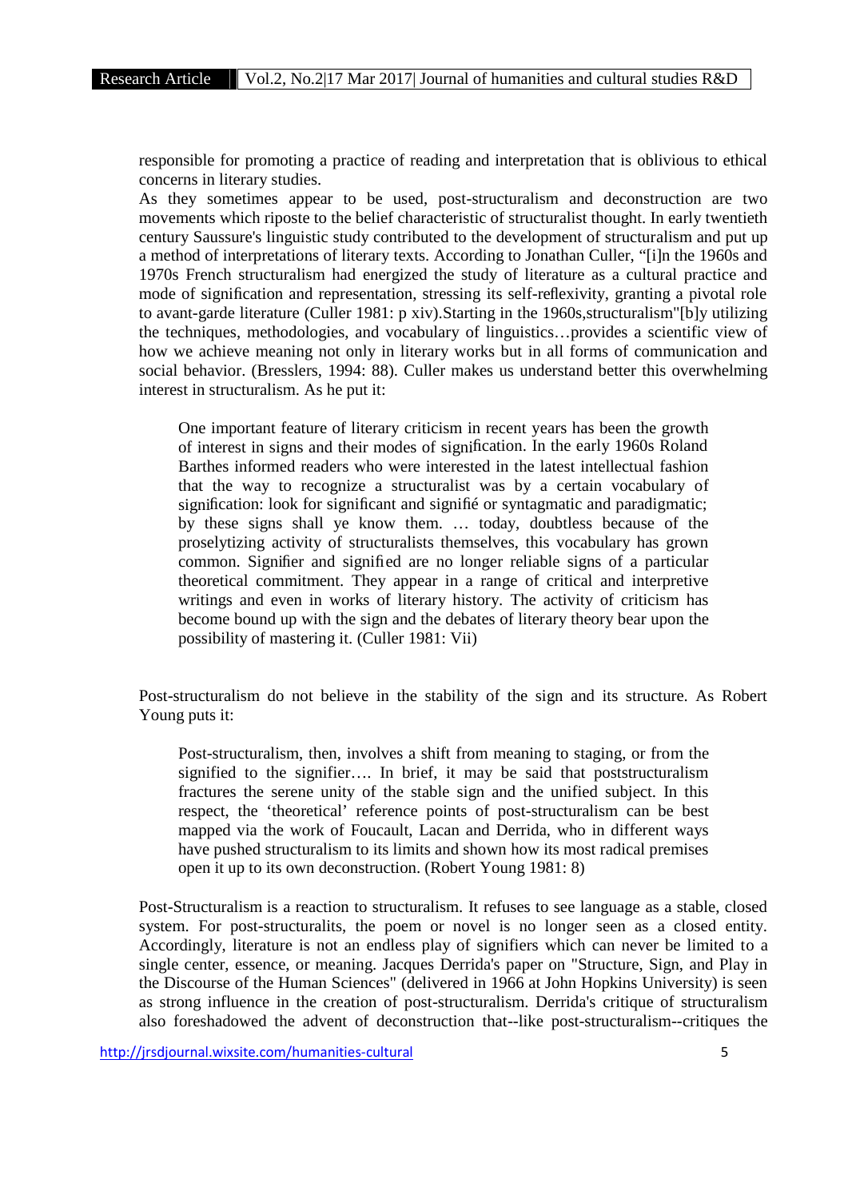responsible for promoting a practice of reading and interpretation that is oblivious to ethical concerns in literary studies.

As they sometimes appear to be used, post-structuralism and deconstruction are two movements which riposte to the belief characteristic of structuralist thought. In early twentieth century Saussure's linguistic study contributed to the development of structuralism and put up a method of interpretations of literary texts. According to Jonathan Culler, "[i]n the 1960s and 1970s French structuralism had energized the study of literature as a cultural practice and mode of signification and representation, stressing its self-reflexivity, granting a pivotal role to avant-garde literature (Culler 1981: p xiv).Starting in the 1960s,structuralism"[b]y utilizing the techniques, methodologies, and vocabulary of linguistics…provides a scientific view of how we achieve meaning not only in literary works but in all forms of communication and social behavior. (Bresslers, 1994: 88). Culler makes us understand better this overwhelming interest in structuralism. As he put it:

> One important feature of literary criticism in recent years has been the growth of interest in signs and their modes of signification. In the early 1960s Roland Barthes informed readers who were interested in the latest intellectual fashion that the way to recognize a structuralist was by a certain vocabulary of signification: look for significant and signifié or syntagmatic and paradigmatic; by these signs shall ye know them. … today, doubtless because of the proselytizing activity of structuralists themselves, this vocabulary has grown common. Signifier and signified are no longer reliable signs of a particular theoretical commitment. They appear in a range of critical and interpretive writings and even in works of literary history. The activity of criticism has become bound up with the sign and the debates of literary theory bear upon the possibility of mastering it. (Culler 1981: Vii)

Post-structuralism do not believe in the stability of the sign and its structure. As Robert Young puts it:

> Post-structuralism, then, involves a shift from meaning to staging, or from the signified to the signifier…. In brief, it may be said that poststructuralism fractures the serene unity of the stable sign and the unified subject. In this respect, the 'theoretical' reference points of post-structuralism can be best mapped via the work of Foucault, Lacan and Derrida, who in different ways have pushed structuralism to its limits and shown how its most radical premises open it up to its own deconstruction. (Robert Young 1981: 8)

Post-Structuralism is a reaction to structuralism. It refuses to see language as a stable, closed system. For post-structuralits, the poem or novel is no longer seen as a closed entity. Accordingly, literature is not an endless play of signifiers which can never be limited to a single center, essence, or meaning. Jacques Derrida's paper on "Structure, Sign, and Play in the Discourse of the Human Sciences" (delivered in 1966 at John Hopkins University) is seen as strong influence in the creation of post-structuralism. Derrida's critique of structuralism also foreshadowed the advent of deconstruction that--like post-structuralism--critiques the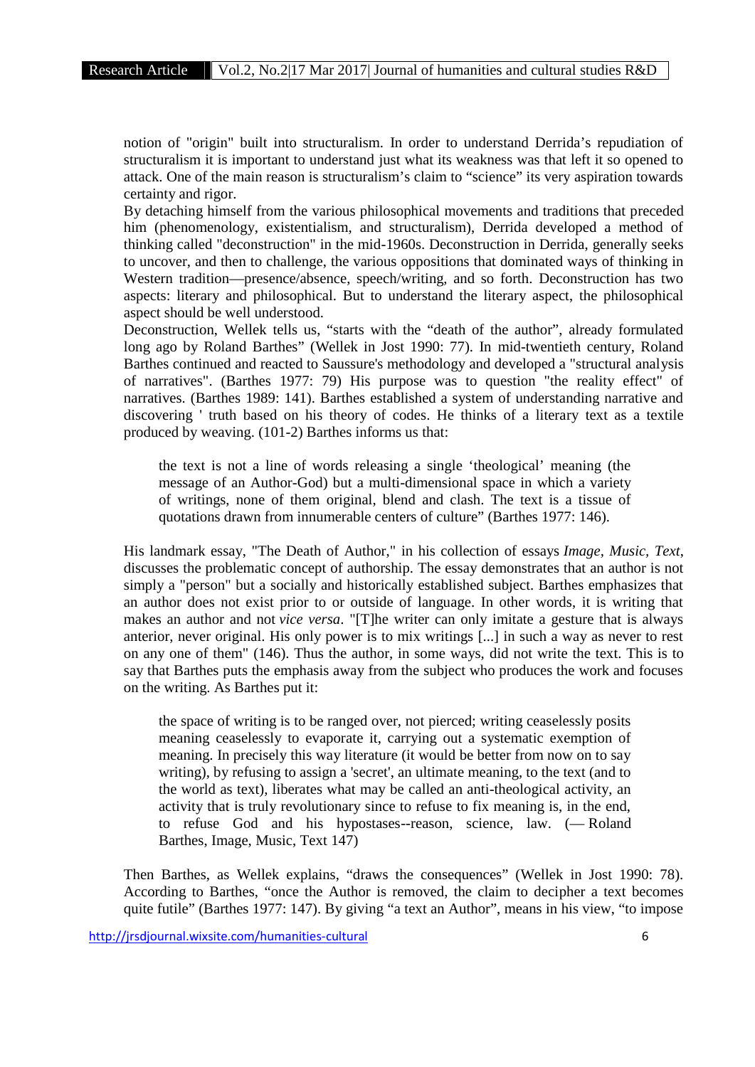notion of "origin" built into structuralism. In order to understand Derrida's repudiation of structuralism it is important to understand just what its weakness was that left it so opened to attack. One of the main reason is structuralism's claim to "science" its very aspiration towards certainty and rigor.

By detaching himself from the various philosophical movements and traditions that preceded him (phenomenology, existentialism, and structuralism), Derrida developed a method of thinking called "deconstruction" in the mid-1960s. Deconstruction in Derrida, generally seeks to uncover, and then to challenge, the various oppositions that dominated ways of thinking in Western tradition—presence/absence, speech/writing, and so forth. Deconstruction has two aspects: literary and philosophical. But to understand the literary aspect, the philosophical aspect should be well understood.

Deconstruction, Wellek tells us, "starts with the "death of the author", already formulated long ago by Roland Barthes" (Wellek in Jost 1990: 77). In mid-twentieth century, Roland Barthes continued and reacted to Saussure's methodology and developed a "structural analysis of narratives". (Barthes 1977: 79) His purpose was to question "the reality effect" of narratives. (Barthes 1989: 141). Barthes established a system of understanding narrative and discovering ' truth based on his theory of codes. He thinks of a literary text as a textile produced by weaving. (101-2) Barthes informs us that:

> the text is not a line of words releasing a single 'theological' meaning (the message of an Author-God) but a multi-dimensional space in which a variety of writings, none of them original, blend and clash. The text is a tissue of quotations drawn from innumerable centers of culture" (Barthes 1977: 146).

His landmark essay, "The Death of Author," in his collection of essays *Image, Music, Text*, discusses the problematic concept of authorship. The essay demonstrates that an author is not simply a "person" but a socially and historically established subject. Barthes emphasizes that an author does not exist prior to or outside of language. In other words, it is writing that makes an author and not *vice versa*. "[T]he writer can only imitate a gesture that is always anterior, never original. His only power is to mix writings [...] in such a way as never to rest on any one of them" (146). Thus the author, in some ways, did not write the text. This is to say that Barthes puts the emphasis away from the subject who produces the work and focuses on the writing. As Barthes put it:

> the space of writing is to be ranged over, not pierced; writing ceaselessly posits meaning ceaselessly to evaporate it, carrying out a systematic exemption of meaning. In precisely this way literature (it would be better from now on to say writing), by refusing to assign a 'secret', an ultimate meaning, to the text (and to the world as text), liberates what may be called an anti-theological activity, an activity that is truly revolutionary since to refuse to fix meaning is, in the end, to refuse God and his hypostases--reason, science, law. (— Roland Barthes, Image, Music, Text 147)

Then Barthes, as Wellek explains, "draws the consequences" (Wellek in Jost 1990: 78). According to Barthes, "once the Author is removed, the claim to decipher a text becomes quite futile" (Barthes 1977: 147). By giving "a text an Author", means in his view, "to impose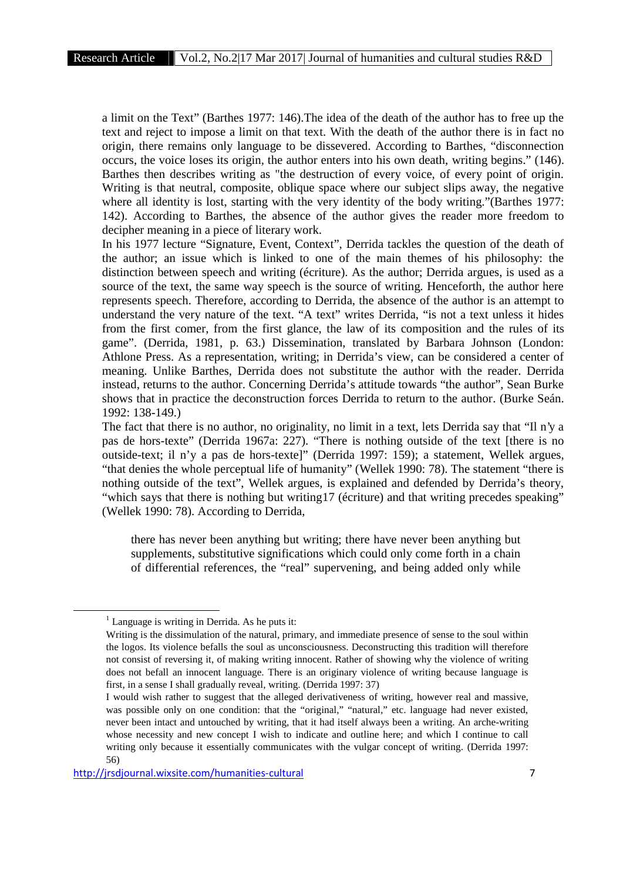a limit on the Text" (Barthes 1977: 146).The idea of the death of the author has to free up the text and reject to impose a limit on that text. With the death of the author there is in fact no origin, there remains only language to be dissevered. According to Barthes, "disconnection occurs, the voice loses its origin, the author enters into his own death, writing begins." (146). Barthes then describes writing as "the destruction of every voice, of every point of origin. Writing is that neutral, composite, oblique space where our subject slips away, the negative where all identity is lost, starting with the very identity of the body writing."(Barthes 1977: 142). According to Barthes, the absence of the author gives the reader more freedom to decipher meaning in a piece of literary work.

In his 1977 lecture "Signature, Event, Context", Derrida tackles the question of the death of the author; an issue which is linked to one of the main themes of his philosophy: the distinction between speech and writing (écriture). As the author; Derrida argues, is used as a source of the text, the same way speech is the source of writing. Henceforth, the author here represents speech. Therefore, according to Derrida, the absence of the author is an attempt to understand the very nature of the text. "A text" writes Derrida, "is not a text unless it hides from the first comer, from the first glance, the law of its composition and the rules of its game". (Derrida, 1981, p. 63.) Dissemination, translated by Barbara Johnson (London: Athlone Press. As a representation, writing; in Derrida's view, can be considered a center of meaning. Unlike Barthes, Derrida does not substitute the author with the reader. Derrida instead, returns to the author. Concerning Derrida's attitude towards "the author", Sean Burke shows that in practice the deconstruction forces Derrida to return to the author. (Burke Seán. 1992: 138-149.)

The fact that there is no author, no originality, no limit in a text, lets Derrida say that "Il n'y a pas de hors-texte" (Derrida 1967a: 227). "There is nothing outside of the text [there is no outside-text; il n'y a pas de hors-texte]" (Derrida 1997: 159); a statement, Wellek argues, "that denies the whole perceptual life of humanity" (Wellek 1990: 78). The statement "there is nothing outside of the text", Wellek argues, is explained and defended by Derrida's theory, "which says that there is nothing but writing17 (écriture) and that writing precedes speaking" (Wellek 1990: 78). According to Derrida,

> there has never been anything but writing; there have never been anything but supplements, substitutive significations which could only come forth in a chain of differential references, the "real" supervening, and being added only while

---

[1] Language is writing in Derrida. As he puts it:

Writing is the dissimulation of the natural, primary, and immediate presence of sense to the soul within the logos. Its violence befalls the soul as unconsciousness. Deconstructing this tradition will therefore not consist of reversing it, of making writing innocent. Rather of showing why the violence of writing does not befall an innocent language. There is an originary violence of writing because language is first, in a sense I shall gradually reveal, writing. (Derrida 1997: 37)

I would wish rather to suggest that the alleged derivativeness of writing, however real and massive, was possible only on one condition: that the "original," "natural," etc. language had never existed, never been intact and untouched by writing, that it had itself always been a writing. An arche-writing whose necessity and new concept I wish to indicate and outline here; and which I continue to call writing only because it essentially communicates with the vulgar concept of writing. (Derrida 1997: 56)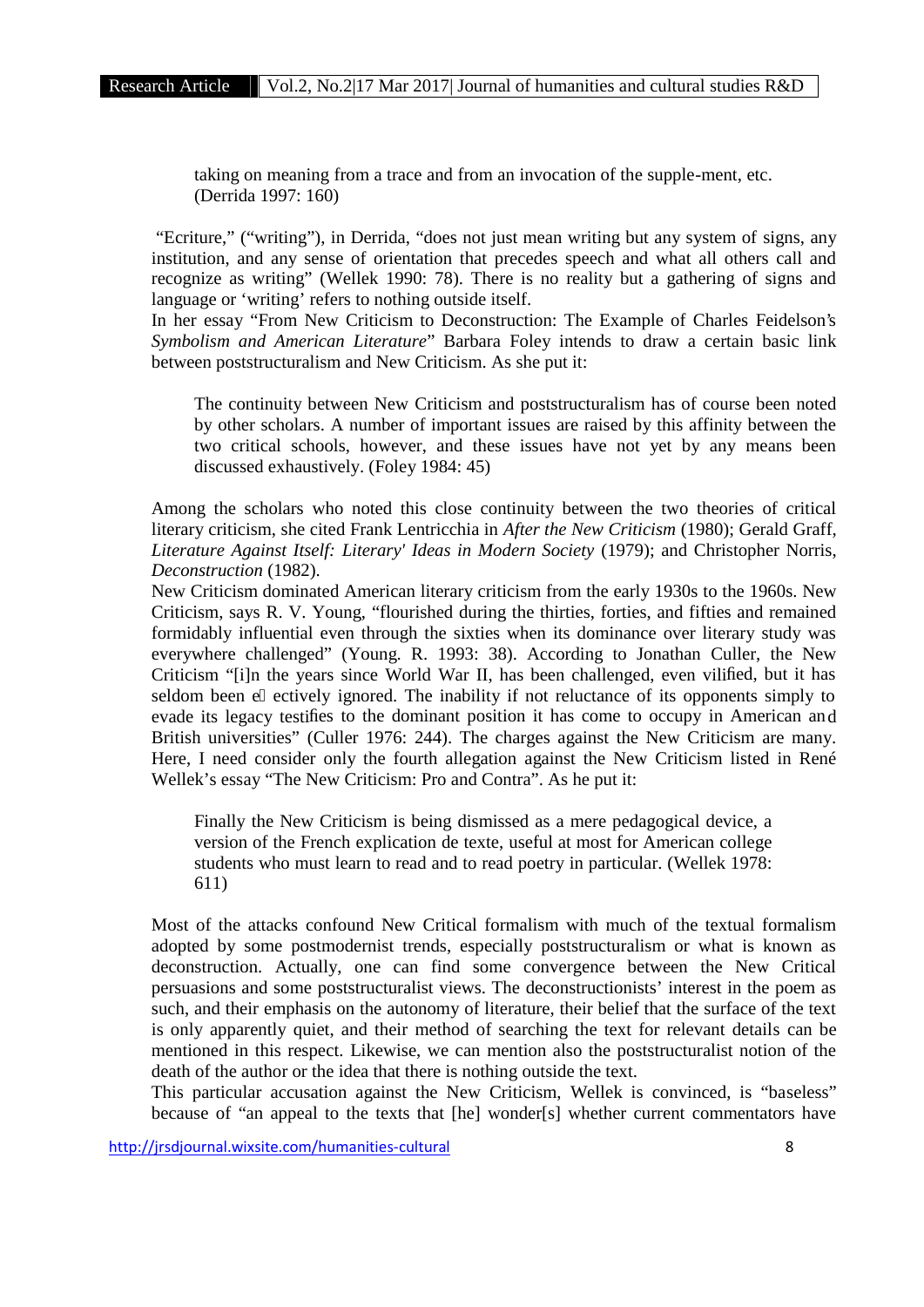> taking on meaning from a trace and from an invocation of the supple-ment, etc. (Derrida 1997: 160)

"Ecriture," ("writing"), in Derrida, "does not just mean writing but any system of signs, any institution, and any sense of orientation that precedes speech and what all others call and recognize as writing" (Wellek 1990: 78). There is no reality but a gathering of signs and language or 'writing' refers to nothing outside itself.

In her essay "From New Criticism to Deconstruction: The Example of Charles Feidelson's *Symbolism and American Literature*" Barbara Foley intends to draw a certain basic link between poststructuralism and New Criticism. As she put it:

> The continuity between New Criticism and poststructuralism has of course been noted by other scholars. A number of important issues are raised by this affinity between the two critical schools, however, and these issues have not yet by any means been discussed exhaustively. (Foley 1984: 45)

Among the scholars who noted this close continuity between the two theories of critical literary criticism, she cited Frank Lentricchia in *After the New Criticism* (1980); Gerald Graff, *Literature Against Itself: Literary' Ideas in Modern Society* (1979); and Christopher Norris, *Deconstruction* (1982).

New Criticism dominated American literary criticism from the early 1930s to the 1960s. New Criticism, says R. V. Young, "flourished during the thirties, forties, and fifties and remained formidably influential even through the sixties when its dominance over literary study was everywhere challenged" (Young. R. 1993: 38). According to Jonathan Culler, the New Criticism "[i]n the years since World War II, has been challenged, even vilified, but it has seldom been effectively ignored. The inability if not reluctance of its opponents simply to evade its legacy testifies to the dominant position it has come to occupy in American and British universities" (Culler 1976: 244). The charges against the New Criticism are many. Here, I need consider only the fourth allegation against the New Criticism listed in René Wellek's essay "The New Criticism: Pro and Contra". As he put it:

> Finally the New Criticism is being dismissed as a mere pedagogical device, a version of the French explication de texte, useful at most for American college students who must learn to read and to read poetry in particular. (Wellek 1978: 611)

Most of the attacks confound New Critical formalism with much of the textual formalism adopted by some postmodernist trends, especially poststructuralism or what is known as deconstruction. Actually, one can find some convergence between the New Critical persuasions and some poststructuralist views. The deconstructionists' interest in the poem as such, and their emphasis on the autonomy of literature, their belief that the surface of the text is only apparently quiet, and their method of searching the text for relevant details can be mentioned in this respect. Likewise, we can mention also the poststructuralist notion of the death of the author or the idea that there is nothing outside the text.

This particular accusation against the New Criticism, Wellek is convinced, is "baseless" because of "an appeal to the texts that [he] wonder[s] whether current commentators have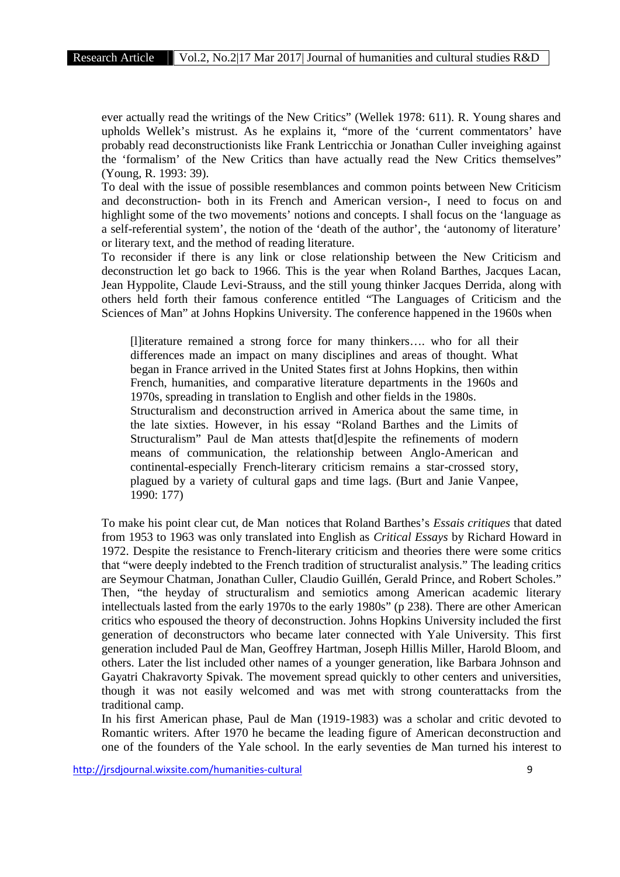ever actually read the writings of the New Critics" (Wellek 1978: 611). R. Young shares and upholds Wellek's mistrust. As he explains it, "more of the 'current commentators' have probably read deconstructionists like Frank Lentricchia or Jonathan Culler inveighing against the 'formalism' of the New Critics than have actually read the New Critics themselves" (Young, R. 1993: 39).

To deal with the issue of possible resemblances and common points between New Criticism and deconstruction- both in its French and American version-, I need to focus on and highlight some of the two movements' notions and concepts. I shall focus on the 'language as a self-referential system', the notion of the 'death of the author', the 'autonomy of literature' or literary text, and the method of reading literature.

To reconsider if there is any link or close relationship between the New Criticism and deconstruction let go back to 1966. This is the year when Roland Barthes, Jacques Lacan, Jean Hyppolite, Claude Levi-Strauss, and the still young thinker Jacques Derrida, along with others held forth their famous conference entitled "The Languages of Criticism and the Sciences of Man" at Johns Hopkins University. The conference happened in the 1960s when

> [l]iterature remained a strong force for many thinkers…. who for all their differences made an impact on many disciplines and areas of thought. What began in France arrived in the United States first at Johns Hopkins, then within French, humanities, and comparative literature departments in the 1960s and 1970s, spreading in translation to English and other fields in the 1980s.
> Structuralism and deconstruction arrived in America about the same time, in the late sixties. However, in his essay "Roland Barthes and the Limits of Structuralism" Paul de Man attests that[d]espite the refinements of modern means of communication, the relationship between Anglo-American and continental-especially French-literary criticism remains a star-crossed story, plagued by a variety of cultural gaps and time lags. (Burt and Janie Vanpee, 1990: 177)

To make his point clear cut, de Man notices that Roland Barthes's *Essais critiques* that dated from 1953 to 1963 was only translated into English as *Critical Essays* by Richard Howard in 1972. Despite the resistance to French-literary criticism and theories there were some critics that "were deeply indebted to the French tradition of structuralist analysis." The leading critics are Seymour Chatman, Jonathan Culler, Claudio Guillén, Gerald Prince, and Robert Scholes." Then, "the heyday of structuralism and semiotics among American academic literary intellectuals lasted from the early 1970s to the early 1980s" (p 238). There are other American critics who espoused the theory of deconstruction. Johns Hopkins University included the first generation of deconstructors who became later connected with Yale University. This first generation included Paul de Man, Geoffrey Hartman, Joseph Hillis Miller, Harold Bloom, and others. Later the list included other names of a younger generation, like Barbara Johnson and Gayatri Chakravorty Spivak. The movement spread quickly to other centers and universities, though it was not easily welcomed and was met with strong counterattacks from the traditional camp.

In his first American phase, Paul de Man (1919-1983) was a scholar and critic devoted to Romantic writers. After 1970 he became the leading figure of American deconstruction and one of the founders of the Yale school. In the early seventies de Man turned his interest to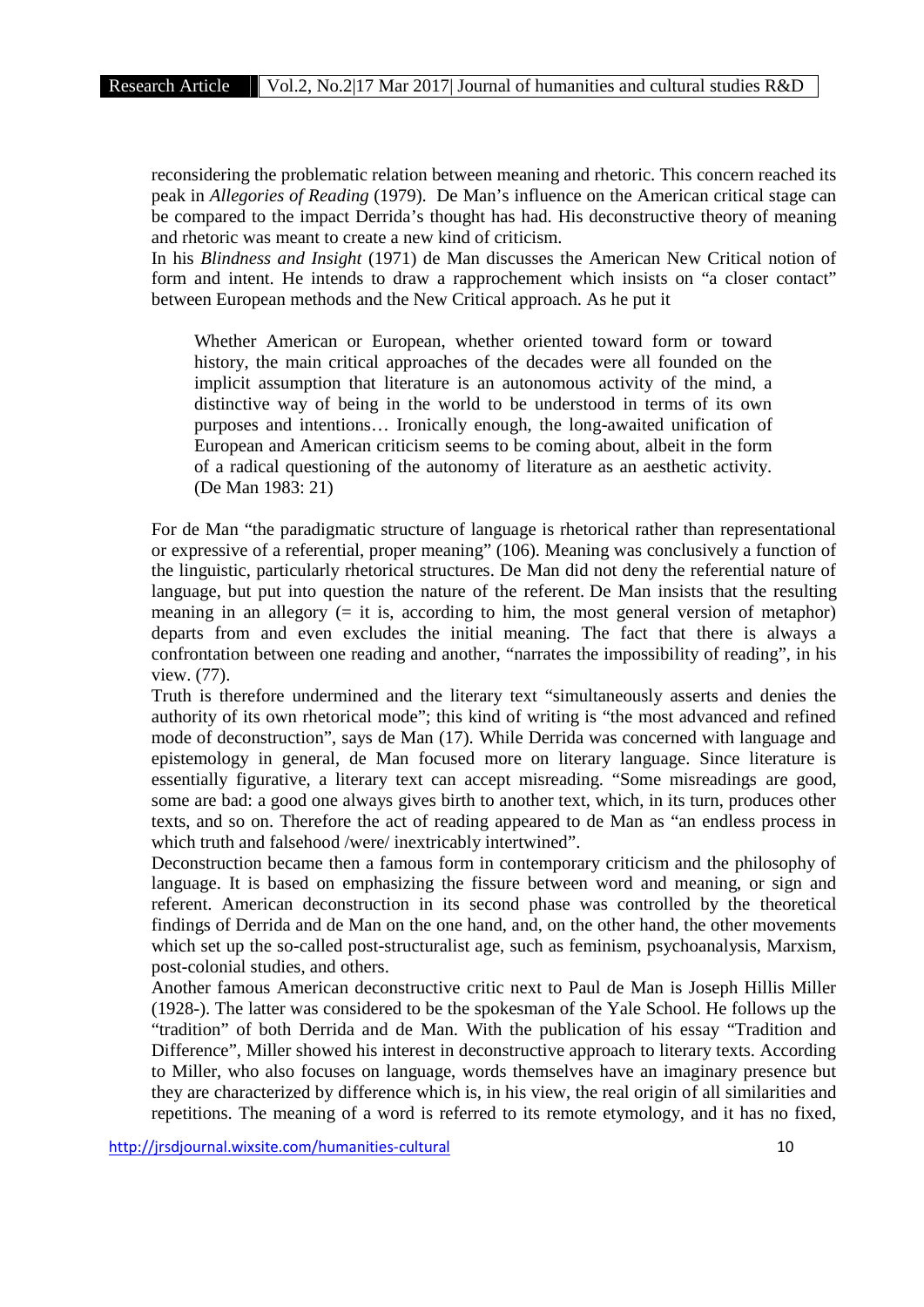reconsidering the problematic relation between meaning and rhetoric. This concern reached its peak in *Allegories of Reading* (1979). De Man's influence on the American critical stage can be compared to the impact Derrida's thought has had. His deconstructive theory of meaning and rhetoric was meant to create a new kind of criticism.

In his *Blindness and Insight* (1971) de Man discusses the American New Critical notion of form and intent. He intends to draw a rapprochement which insists on "a closer contact" between European methods and the New Critical approach. As he put it

> Whether American or European, whether oriented toward form or toward history, the main critical approaches of the decades were all founded on the implicit assumption that literature is an autonomous activity of the mind, a distinctive way of being in the world to be understood in terms of its own purposes and intentions… Ironically enough, the long-awaited unification of European and American criticism seems to be coming about, albeit in the form of a radical questioning of the autonomy of literature as an aesthetic activity. (De Man 1983: 21)

For de Man "the paradigmatic structure of language is rhetorical rather than representational or expressive of a referential, proper meaning" (106). Meaning was conclusively a function of the linguistic, particularly rhetorical structures. De Man did not deny the referential nature of language, but put into question the nature of the referent. De Man insists that the resulting meaning in an allegory (= it is, according to him, the most general version of metaphor) departs from and even excludes the initial meaning. The fact that there is always a confrontation between one reading and another, "narrates the impossibility of reading", in his view. (77).

Truth is therefore undermined and the literary text "simultaneously asserts and denies the authority of its own rhetorical mode"; this kind of writing is "the most advanced and refined mode of deconstruction", says de Man (17). While Derrida was concerned with language and epistemology in general, de Man focused more on literary language. Since literature is essentially figurative, a literary text can accept misreading. "Some misreadings are good, some are bad: a good one always gives birth to another text, which, in its turn, produces other texts, and so on. Therefore the act of reading appeared to de Man as "an endless process in which truth and falsehood /were/ inextricably intertwined".

Deconstruction became then a famous form in contemporary criticism and the philosophy of language. It is based on emphasizing the fissure between word and meaning, or sign and referent. American deconstruction in its second phase was controlled by the theoretical findings of Derrida and de Man on the one hand, and, on the other hand, the other movements which set up the so-called post-structuralist age, such as feminism, psychoanalysis, Marxism, post-colonial studies, and others.

Another famous American deconstructive critic next to Paul de Man is Joseph Hillis Miller (1928-). The latter was considered to be the spokesman of the Yale School. He follows up the "tradition" of both Derrida and de Man. With the publication of his essay "Tradition and Difference", Miller showed his interest in deconstructive approach to literary texts. According to Miller, who also focuses on language, words themselves have an imaginary presence but they are characterized by difference which is, in his view, the real origin of all similarities and repetitions. The meaning of a word is referred to its remote etymology, and it has no fixed,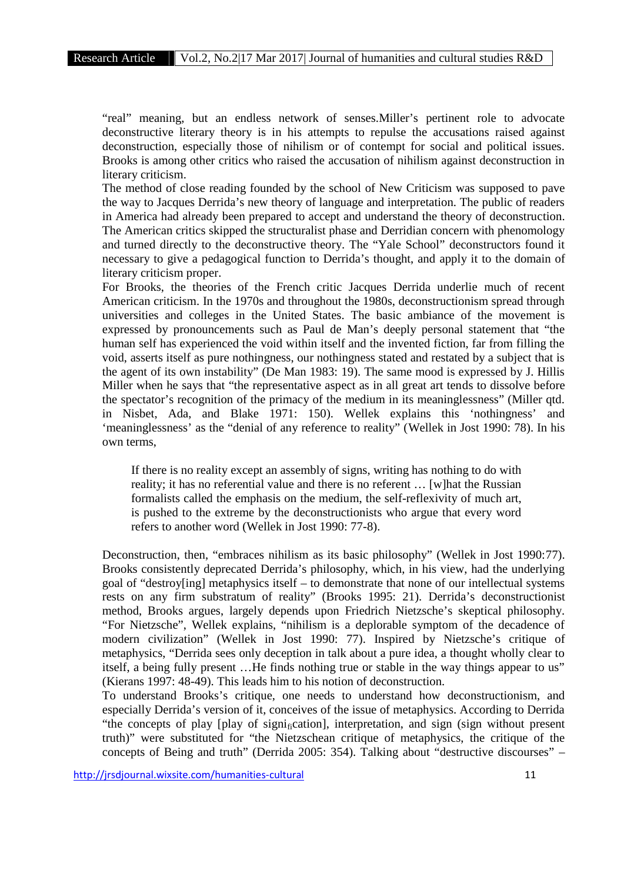"real" meaning, but an endless network of senses.Miller's pertinent role to advocate deconstructive literary theory is in his attempts to repulse the accusations raised against deconstruction, especially those of nihilism or of contempt for social and political issues. Brooks is among other critics who raised the accusation of nihilism against deconstruction in literary criticism.

The method of close reading founded by the school of New Criticism was supposed to pave the way to Jacques Derrida's new theory of language and interpretation. The public of readers in America had already been prepared to accept and understand the theory of deconstruction. The American critics skipped the structuralist phase and Derridian concern with phenomology and turned directly to the deconstructive theory. The "Yale School" deconstructors found it necessary to give a pedagogical function to Derrida's thought, and apply it to the domain of literary criticism proper.

For Brooks, the theories of the French critic Jacques Derrida underlie much of recent American criticism. In the 1970s and throughout the 1980s, deconstructionism spread through universities and colleges in the United States. The basic ambiance of the movement is expressed by pronouncements such as Paul de Man's deeply personal statement that "the human self has experienced the void within itself and the invented fiction, far from filling the void, asserts itself as pure nothingness, our nothingness stated and restated by a subject that is the agent of its own instability" (De Man 1983: 19). The same mood is expressed by J. Hillis Miller when he says that "the representative aspect as in all great art tends to dissolve before the spectator's recognition of the primacy of the medium in its meaninglessness" (Miller qtd. in Nisbet, Ada, and Blake 1971: 150). Wellek explains this 'nothingness' and 'meaninglessness' as the "denial of any reference to reality" (Wellek in Jost 1990: 78). In his own terms,

> If there is no reality except an assembly of signs, writing has nothing to do with reality; it has no referential value and there is no referent … [w]hat the Russian formalists called the emphasis on the medium, the self-reflexivity of much art, is pushed to the extreme by the deconstructionists who argue that every word refers to another word (Wellek in Jost 1990: 77-8).

Deconstruction, then, "embraces nihilism as its basic philosophy" (Wellek in Jost 1990:77). Brooks consistently deprecated Derrida's philosophy, which, in his view, had the underlying goal of "destroy[ing] metaphysics itself – to demonstrate that none of our intellectual systems rests on any firm substratum of reality" (Brooks 1995: 21). Derrida's deconstructionist method, Brooks argues, largely depends upon Friedrich Nietzsche's skeptical philosophy. "For Nietzsche", Wellek explains, "nihilism is a deplorable symptom of the decadence of modern civilization" (Wellek in Jost 1990: 77). Inspired by Nietzsche's critique of metaphysics, "Derrida sees only deception in talk about a pure idea, a thought wholly clear to itself, a being fully present …He finds nothing true or stable in the way things appear to us" (Kierans 1997: 48-49). This leads him to his notion of deconstruction.

To understand Brooks's critique, one needs to understand how deconstructionism, and especially Derrida's version of it, conceives of the issue of metaphysics. According to Derrida "the concepts of play [play of signification], interpretation, and sign (sign without present truth)" were substituted for "the Nietzschean critique of metaphysics, the critique of the concepts of Being and truth" (Derrida 2005: 354). Talking about "destructive discourses" –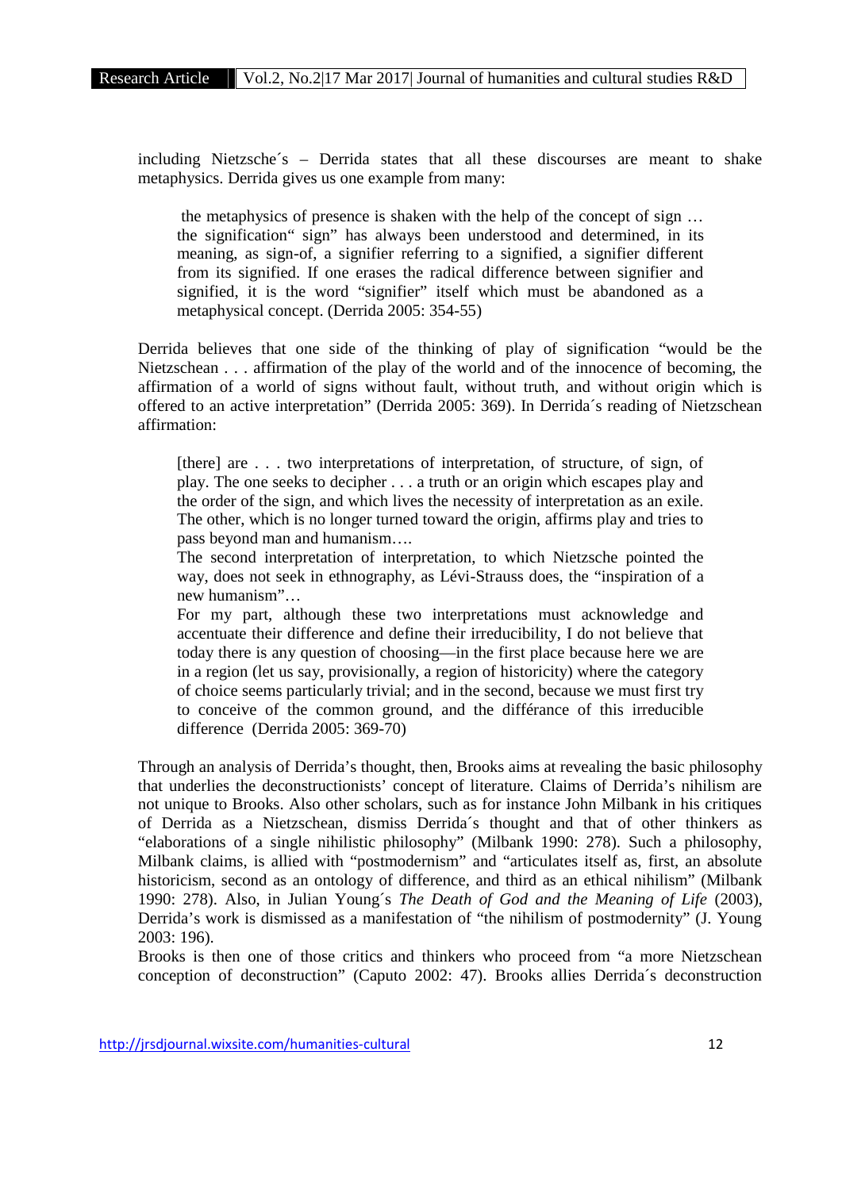including Nietzsche´s – Derrida states that all these discourses are meant to shake metaphysics. Derrida gives us one example from many:

> the metaphysics of presence is shaken with the help of the concept of sign … the signification" sign" has always been understood and determined, in its meaning, as sign-of, a signifier referring to a signified, a signifier different from its signified. If one erases the radical difference between signifier and signified, it is the word "signifier" itself which must be abandoned as a metaphysical concept. (Derrida 2005: 354-55)

Derrida believes that one side of the thinking of play of signification "would be the Nietzschean . . . affirmation of the play of the world and of the innocence of becoming, the affirmation of a world of signs without fault, without truth, and without origin which is offered to an active interpretation" (Derrida 2005: 369). In Derrida´s reading of Nietzschean affirmation:

> [there] are . . . two interpretations of interpretation, of structure, of sign, of play. The one seeks to decipher . . . a truth or an origin which escapes play and the order of the sign, and which lives the necessity of interpretation as an exile. The other, which is no longer turned toward the origin, affirms play and tries to pass beyond man and humanism….
>
> The second interpretation of interpretation, to which Nietzsche pointed the way, does not seek in ethnography, as Lévi-Strauss does, the "inspiration of a new humanism"…
>
> For my part, although these two interpretations must acknowledge and accentuate their difference and define their irreducibility, I do not believe that today there is any question of choosing—in the first place because here we are in a region (let us say, provisionally, a region of historicity) where the category of choice seems particularly trivial; and in the second, because we must first try to conceive of the common ground, and the différance of this irreducible difference (Derrida 2005: 369-70)

Through an analysis of Derrida's thought, then, Brooks aims at revealing the basic philosophy that underlies the deconstructionists' concept of literature. Claims of Derrida's nihilism are not unique to Brooks. Also other scholars, such as for instance John Milbank in his critiques of Derrida as a Nietzschean, dismiss Derrida´s thought and that of other thinkers as "elaborations of a single nihilistic philosophy" (Milbank 1990: 278). Such a philosophy, Milbank claims, is allied with "postmodernism" and "articulates itself as, first, an absolute historicism, second as an ontology of difference, and third as an ethical nihilism" (Milbank 1990: 278). Also, in Julian Young´s *The Death of God and the Meaning of Life* (2003), Derrida's work is dismissed as a manifestation of "the nihilism of postmodernity" (J. Young 2003: 196).

Brooks is then one of those critics and thinkers who proceed from "a more Nietzschean conception of deconstruction" (Caputo 2002: 47). Brooks allies Derrida´s deconstruction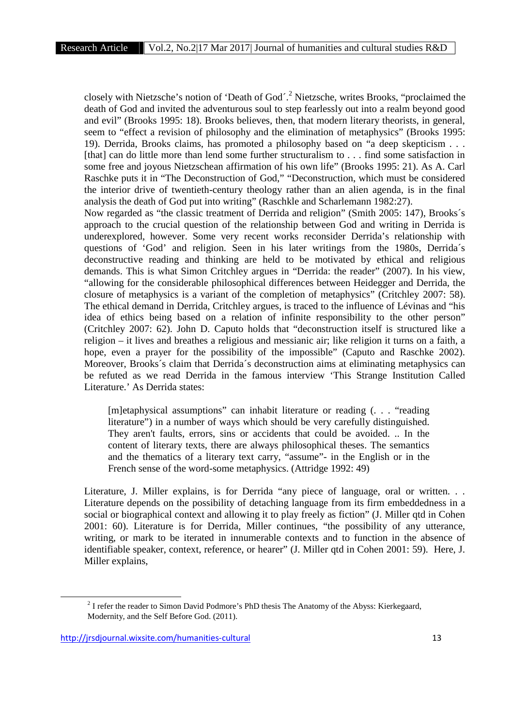closely with Nietzsche's notion of 'Death of God´.[2] Nietzsche, writes Brooks, "proclaimed the death of God and invited the adventurous soul to step fearlessly out into a realm beyond good and evil" (Brooks 1995: 18). Brooks believes, then, that modern literary theorists, in general, seem to "effect a revision of philosophy and the elimination of metaphysics" (Brooks 1995: 19). Derrida, Brooks claims, has promoted a philosophy based on "a deep skepticism . . . [that] can do little more than lend some further structuralism to . . . find some satisfaction in some free and joyous Nietzschean affirmation of his own life" (Brooks 1995: 21). As A. Carl Raschke puts it in "The Deconstruction of God," "Deconstruction, which must be considered the interior drive of twentieth-century theology rather than an alien agenda, is in the final analysis the death of God put into writing" (Raschkle and Scharlemann 1982:27).

Now regarded as "the classic treatment of Derrida and religion" (Smith 2005: 147), Brooks´s approach to the crucial question of the relationship between God and writing in Derrida is underexplored, however. Some very recent works reconsider Derrida's relationship with questions of 'God' and religion. Seen in his later writings from the 1980s, Derrida´s deconstructive reading and thinking are held to be motivated by ethical and religious demands. This is what Simon Critchley argues in "Derrida: the reader" (2007). In his view, "allowing for the considerable philosophical differences between Heidegger and Derrida, the closure of metaphysics is a variant of the completion of metaphysics" (Critchley 2007: 58). The ethical demand in Derrida, Critchley argues, is traced to the influence of Lévinas and "his idea of ethics being based on a relation of infinite responsibility to the other person" (Critchley 2007: 62). John D. Caputo holds that "deconstruction itself is structured like a religion – it lives and breathes a religious and messianic air; like religion it turns on a faith, a hope, even a prayer for the possibility of the impossible" (Caputo and Raschke 2002). Moreover, Brooks´s claim that Derrida´s deconstruction aims at eliminating metaphysics can be refuted as we read Derrida in the famous interview 'This Strange Institution Called Literature.' As Derrida states:

> [m]etaphysical assumptions" can inhabit literature or reading (. . . "reading literature") in a number of ways which should be very carefully distinguished. They aren't faults, errors, sins or accidents that could be avoided. .. In the content of literary texts, there are always philosophical theses. The semantics and the thematics of a literary text carry, "assume"- in the English or in the French sense of the word-some metaphysics. (Attridge 1992: 49)

Literature, J. Miller explains, is for Derrida "any piece of language, oral or written. . . Literature depends on the possibility of detaching language from its firm embeddedness in a social or biographical context and allowing it to play freely as fiction" (J. Miller qtd in Cohen 2001: 60). Literature is for Derrida, Miller continues, "the possibility of any utterance, writing, or mark to be iterated in innumerable contexts and to function in the absence of identifiable speaker, context, reference, or hearer" (J. Miller qtd in Cohen 2001: 59). Here, J. Miller explains,

[2] I refer the reader to Simon David Podmore's PhD thesis The Anatomy of the Abyss: Kierkegaard, Modernity, and the Self Before God. (2011).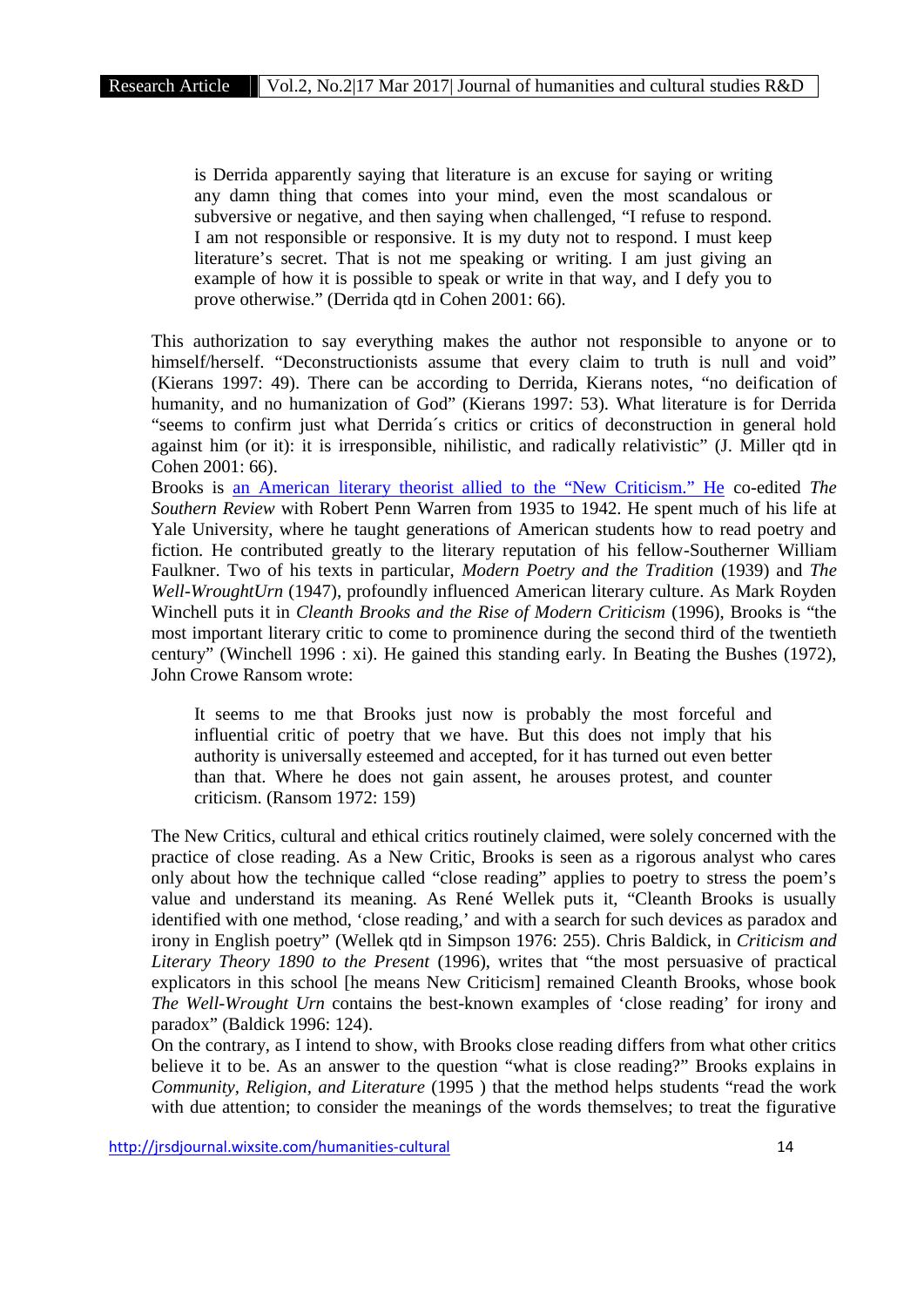> is Derrida apparently saying that literature is an excuse for saying or writing any damn thing that comes into your mind, even the most scandalous or subversive or negative, and then saying when challenged, "I refuse to respond. I am not responsible or responsive. It is my duty not to respond. I must keep literature's secret. That is not me speaking or writing. I am just giving an example of how it is possible to speak or write in that way, and I defy you to prove otherwise." (Derrida qtd in Cohen 2001: 66).

This authorization to say everything makes the author not responsible to anyone or to himself/herself. "Deconstructionists assume that every claim to truth is null and void" (Kierans 1997: 49). There can be according to Derrida, Kierans notes, "no deification of humanity, and no humanization of God" (Kierans 1997: 53). What literature is for Derrida "seems to confirm just what Derrida´s critics or critics of deconstruction in general hold against him (or it): it is irresponsible, nihilistic, and radically relativistic" (J. Miller qtd in Cohen 2001: 66).

Brooks is an American literary theorist allied to the "New Criticism." He co-edited *The Southern Review* with Robert Penn Warren from 1935 to 1942. He spent much of his life at Yale University, where he taught generations of American students how to read poetry and fiction. He contributed greatly to the literary reputation of his fellow-Southerner William Faulkner. Two of his texts in particular, *Modern Poetry and the Tradition* (1939) and *The Well-WroughtUrn* (1947), profoundly influenced American literary culture. As Mark Royden Winchell puts it in *Cleanth Brooks and the Rise of Modern Criticism* (1996), Brooks is "the most important literary critic to come to prominence during the second third of the twentieth century" (Winchell 1996 : xi). He gained this standing early. In Beating the Bushes (1972), John Crowe Ransom wrote:

> It seems to me that Brooks just now is probably the most forceful and influential critic of poetry that we have. But this does not imply that his authority is universally esteemed and accepted, for it has turned out even better than that. Where he does not gain assent, he arouses protest, and counter criticism. (Ransom 1972: 159)

The New Critics, cultural and ethical critics routinely claimed, were solely concerned with the practice of close reading. As a New Critic, Brooks is seen as a rigorous analyst who cares only about how the technique called "close reading" applies to poetry to stress the poem's value and understand its meaning. As René Wellek puts it, "Cleanth Brooks is usually identified with one method, 'close reading,' and with a search for such devices as paradox and irony in English poetry" (Wellek qtd in Simpson 1976: 255). Chris Baldick, in *Criticism and Literary Theory 1890 to the Present* (1996), writes that "the most persuasive of practical explicators in this school [he means New Criticism] remained Cleanth Brooks, whose book *The Well-Wrought Urn* contains the best-known examples of 'close reading' for irony and paradox" (Baldick 1996: 124).

On the contrary, as I intend to show, with Brooks close reading differs from what other critics believe it to be. As an answer to the question "what is close reading?" Brooks explains in *Community, Religion, and Literature* (1995 ) that the method helps students "read the work with due attention; to consider the meanings of the words themselves; to treat the figurative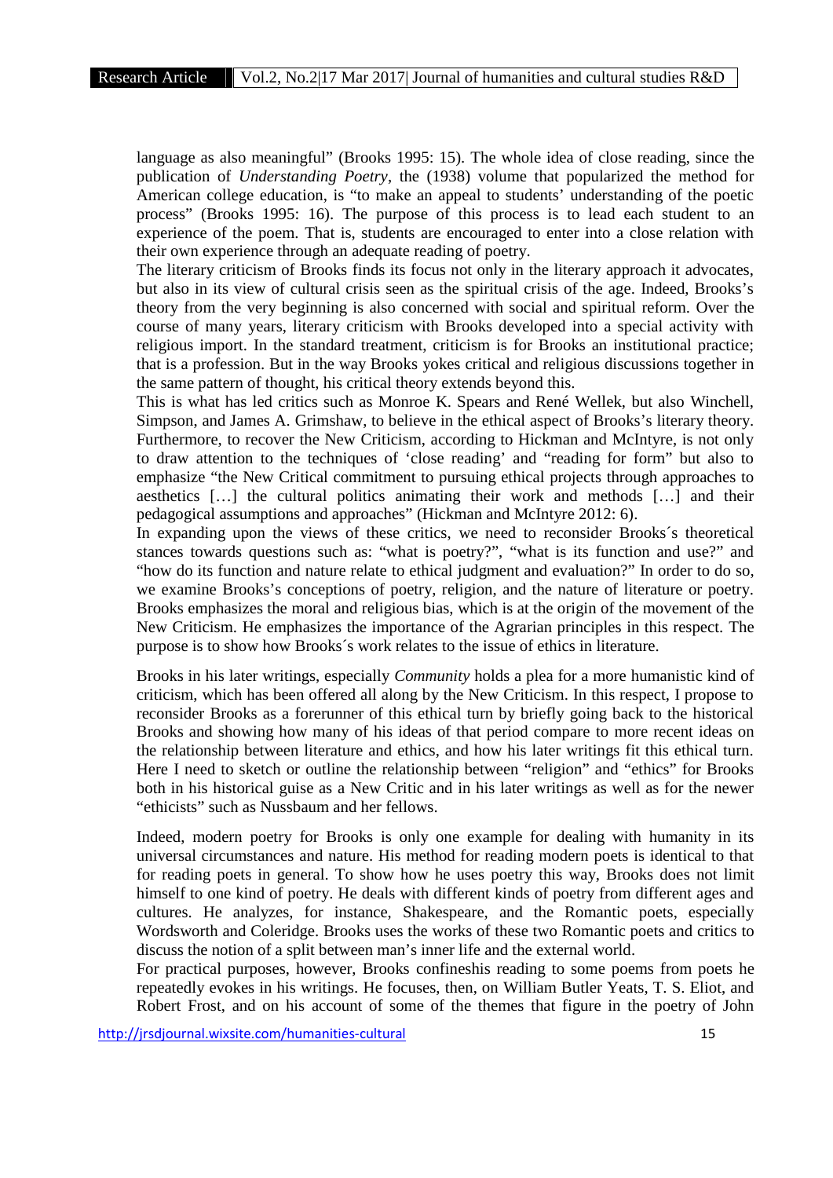language as also meaningful" (Brooks 1995: 15). The whole idea of close reading, since the publication of *Understanding Poetry*, the (1938) volume that popularized the method for American college education, is "to make an appeal to students' understanding of the poetic process" (Brooks 1995: 16). The purpose of this process is to lead each student to an experience of the poem. That is, students are encouraged to enter into a close relation with their own experience through an adequate reading of poetry.

The literary criticism of Brooks finds its focus not only in the literary approach it advocates, but also in its view of cultural crisis seen as the spiritual crisis of the age. Indeed, Brooks's theory from the very beginning is also concerned with social and spiritual reform. Over the course of many years, literary criticism with Brooks developed into a special activity with religious import. In the standard treatment, criticism is for Brooks an institutional practice; that is a profession. But in the way Brooks yokes critical and religious discussions together in the same pattern of thought, his critical theory extends beyond this.

This is what has led critics such as Monroe K. Spears and René Wellek, but also Winchell, Simpson, and James A. Grimshaw, to believe in the ethical aspect of Brooks's literary theory. Furthermore, to recover the New Criticism, according to Hickman and McIntyre, is not only to draw attention to the techniques of 'close reading' and "reading for form" but also to emphasize "the New Critical commitment to pursuing ethical projects through approaches to aesthetics […] the cultural politics animating their work and methods […] and their pedagogical assumptions and approaches" (Hickman and McIntyre 2012: 6).

In expanding upon the views of these critics, we need to reconsider Brooks´s theoretical stances towards questions such as: "what is poetry?", "what is its function and use?" and "how do its function and nature relate to ethical judgment and evaluation?" In order to do so, we examine Brooks's conceptions of poetry, religion, and the nature of literature or poetry. Brooks emphasizes the moral and religious bias, which is at the origin of the movement of the New Criticism. He emphasizes the importance of the Agrarian principles in this respect. The purpose is to show how Brooks´s work relates to the issue of ethics in literature.

Brooks in his later writings, especially *Community* holds a plea for a more humanistic kind of criticism, which has been offered all along by the New Criticism. In this respect, I propose to reconsider Brooks as a forerunner of this ethical turn by briefly going back to the historical Brooks and showing how many of his ideas of that period compare to more recent ideas on the relationship between literature and ethics, and how his later writings fit this ethical turn. Here I need to sketch or outline the relationship between "religion" and "ethics" for Brooks both in his historical guise as a New Critic and in his later writings as well as for the newer "ethicists" such as Nussbaum and her fellows.

Indeed, modern poetry for Brooks is only one example for dealing with humanity in its universal circumstances and nature. His method for reading modern poets is identical to that for reading poets in general. To show how he uses poetry this way, Brooks does not limit himself to one kind of poetry. He deals with different kinds of poetry from different ages and cultures. He analyzes, for instance, Shakespeare, and the Romantic poets, especially Wordsworth and Coleridge. Brooks uses the works of these two Romantic poets and critics to discuss the notion of a split between man's inner life and the external world.

For practical purposes, however, Brooks confineshis reading to some poems from poets he repeatedly evokes in his writings. He focuses, then, on William Butler Yeats, T. S. Eliot, and Robert Frost, and on his account of some of the themes that figure in the poetry of John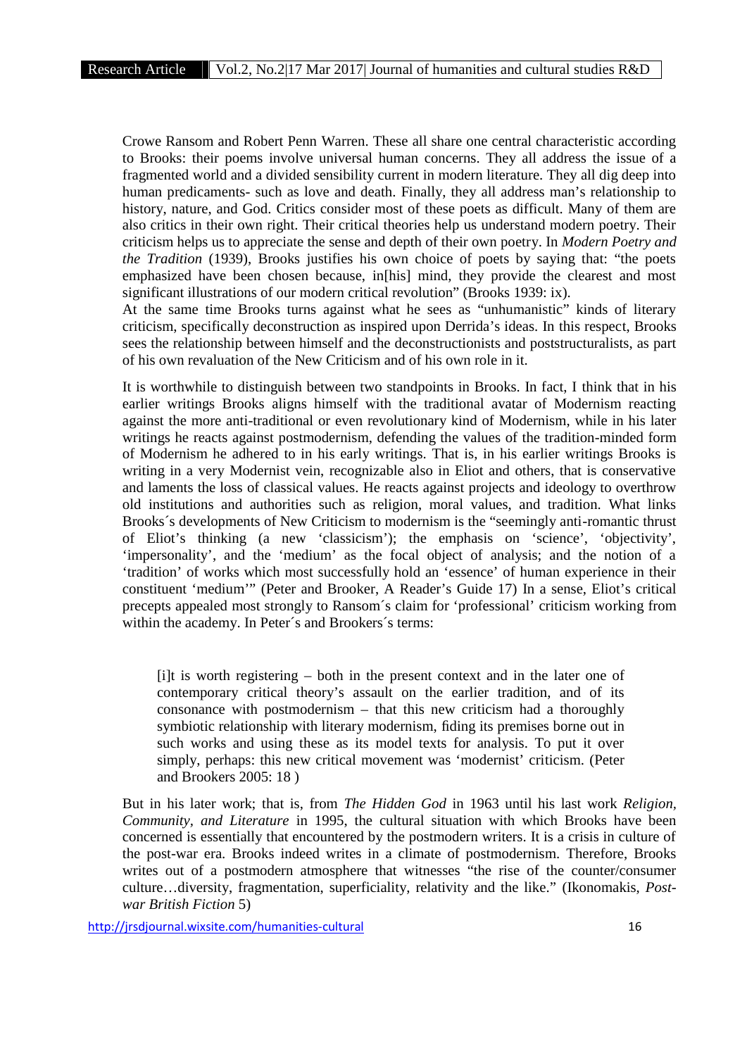Crowe Ransom and Robert Penn Warren. These all share one central characteristic according to Brooks: their poems involve universal human concerns. They all address the issue of a fragmented world and a divided sensibility current in modern literature. They all dig deep into human predicaments- such as love and death. Finally, they all address man's relationship to history, nature, and God. Critics consider most of these poets as difficult. Many of them are also critics in their own right. Their critical theories help us understand modern poetry. Their criticism helps us to appreciate the sense and depth of their own poetry. In *Modern Poetry and the Tradition* (1939), Brooks justifies his own choice of poets by saying that: "the poets emphasized have been chosen because, in[his] mind, they provide the clearest and most significant illustrations of our modern critical revolution" (Brooks 1939: ix).
At the same time Brooks turns against what he sees as "unhumanistic" kinds of literary criticism, specifically deconstruction as inspired upon Derrida's ideas. In this respect, Brooks sees the relationship between himself and the deconstructionists and poststructuralists, as part of his own revaluation of the New Criticism and of his own role in it.

It is worthwhile to distinguish between two standpoints in Brooks. In fact, I think that in his earlier writings Brooks aligns himself with the traditional avatar of Modernism reacting against the more anti-traditional or even revolutionary kind of Modernism, while in his later writings he reacts against postmodernism, defending the values of the tradition-minded form of Modernism he adhered to in his early writings. That is, in his earlier writings Brooks is writing in a very Modernist vein, recognizable also in Eliot and others, that is conservative and laments the loss of classical values. He reacts against projects and ideology to overthrow old institutions and authorities such as religion, moral values, and tradition. What links Brooks´s developments of New Criticism to modernism is the "seemingly anti-romantic thrust of Eliot's thinking (a new 'classicism'); the emphasis on 'science', 'objectivity', 'impersonality', and the 'medium' as the focal object of analysis; and the notion of a 'tradition' of works which most successfully hold an 'essence' of human experience in their constituent 'medium'" (Peter and Brooker, A Reader's Guide 17) In a sense, Eliot's critical precepts appealed most strongly to Ransom´s claim for 'professional' criticism working from within the academy. In Peter´s and Brookers´s terms:

> [i]t is worth registering – both in the present context and in the later one of contemporary critical theory's assault on the earlier tradition, and of its consonance with postmodernism – that this new criticism had a thoroughly symbiotic relationship with literary modernism, fiding its premises borne out in such works and using these as its model texts for analysis. To put it over simply, perhaps: this new critical movement was 'modernist' criticism. (Peter and Brookers 2005: 18 )

But in his later work; that is, from *The Hidden God* in 1963 until his last work *Religion, Community, and Literature* in 1995, the cultural situation with which Brooks have been concerned is essentially that encountered by the postmodern writers. It is a crisis in culture of the post-war era. Brooks indeed writes in a climate of postmodernism. Therefore, Brooks writes out of a postmodern atmosphere that witnesses "the rise of the counter/consumer culture…diversity, fragmentation, superficiality, relativity and the like." (Ikonomakis, *Post-war British Fiction* 5)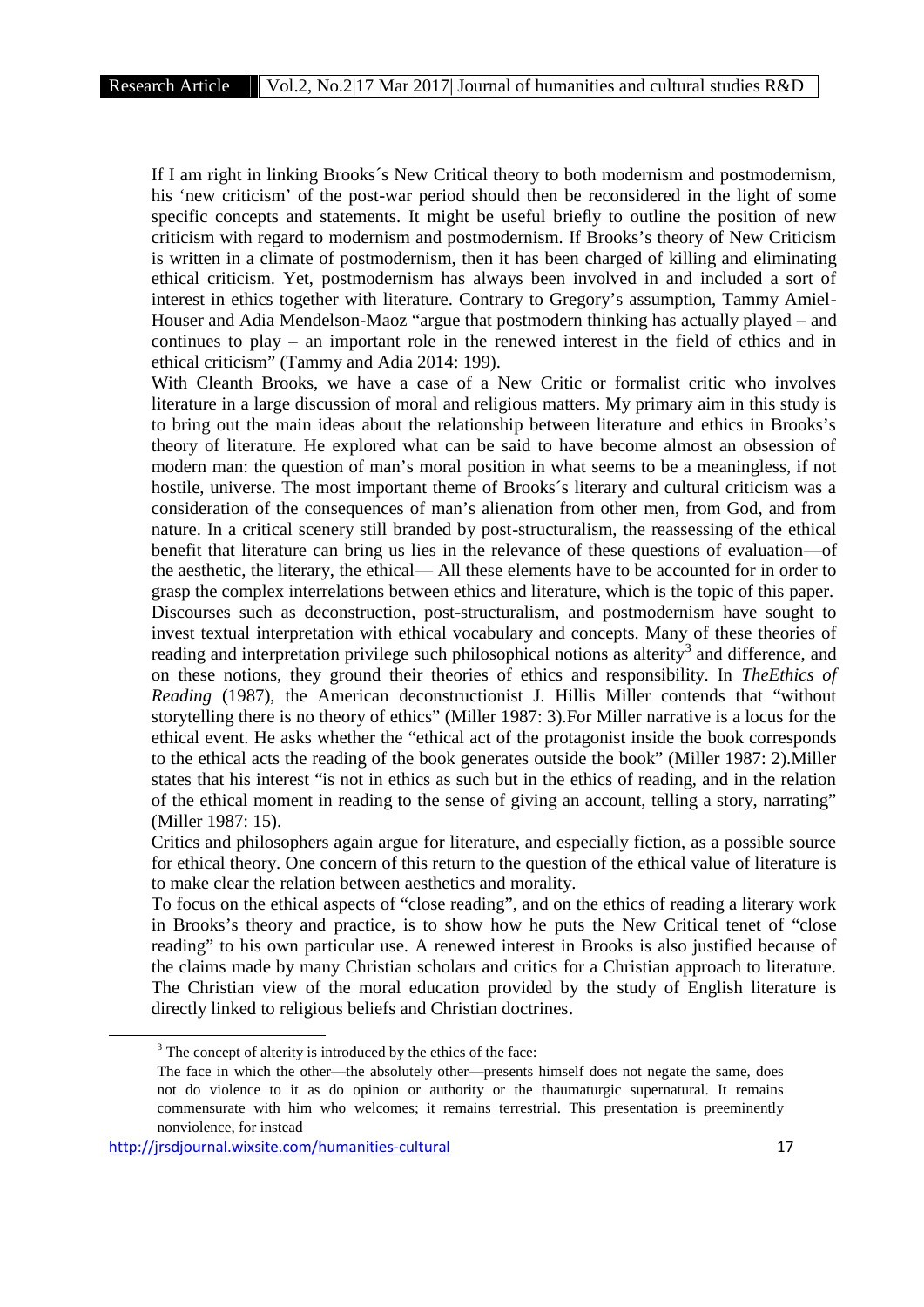If I am right in linking Brooks´s New Critical theory to both modernism and postmodernism, his 'new criticism' of the post-war period should then be reconsidered in the light of some specific concepts and statements. It might be useful briefly to outline the position of new criticism with regard to modernism and postmodernism. If Brooks's theory of New Criticism is written in a climate of postmodernism, then it has been charged of killing and eliminating ethical criticism. Yet, postmodernism has always been involved in and included a sort of interest in ethics together with literature. Contrary to Gregory's assumption, Tammy Amiel-Houser and Adia Mendelson-Maoz "argue that postmodern thinking has actually played – and continues to play – an important role in the renewed interest in the field of ethics and in ethical criticism" (Tammy and Adia 2014: 199).

With Cleanth Brooks, we have a case of a New Critic or formalist critic who involves literature in a large discussion of moral and religious matters. My primary aim in this study is to bring out the main ideas about the relationship between literature and ethics in Brooks's theory of literature. He explored what can be said to have become almost an obsession of modern man: the question of man's moral position in what seems to be a meaningless, if not hostile, universe. The most important theme of Brooks´s literary and cultural criticism was a consideration of the consequences of man's alienation from other men, from God, and from nature. In a critical scenery still branded by post-structuralism, the reassessing of the ethical benefit that literature can bring us lies in the relevance of these questions of evaluation—of the aesthetic, the literary, the ethical— All these elements have to be accounted for in order to grasp the complex interrelations between ethics and literature, which is the topic of this paper.

Discourses such as deconstruction, post-structuralism, and postmodernism have sought to invest textual interpretation with ethical vocabulary and concepts. Many of these theories of reading and interpretation privilege such philosophical notions as alterity[3] and difference, and on these notions, they ground their theories of ethics and responsibility. In *TheEthics of Reading* (1987), the American deconstructionist J. Hillis Miller contends that "without storytelling there is no theory of ethics" (Miller 1987: 3).For Miller narrative is a locus for the ethical event. He asks whether the "ethical act of the protagonist inside the book corresponds to the ethical acts the reading of the book generates outside the book" (Miller 1987: 2).Miller states that his interest "is not in ethics as such but in the ethics of reading, and in the relation of the ethical moment in reading to the sense of giving an account, telling a story, narrating" (Miller 1987: 15).

Critics and philosophers again argue for literature, and especially fiction, as a possible source for ethical theory. One concern of this return to the question of the ethical value of literature is to make clear the relation between aesthetics and morality.

To focus on the ethical aspects of "close reading", and on the ethics of reading a literary work in Brooks's theory and practice, is to show how he puts the New Critical tenet of "close reading" to his own particular use. A renewed interest in Brooks is also justified because of the claims made by many Christian scholars and critics for a Christian approach to literature. The Christian view of the moral education provided by the study of English literature is directly linked to religious beliefs and Christian doctrines.

[3] The concept of alterity is introduced by the ethics of the face:

The face in which the other—the absolutely other—presents himself does not negate the same, does not do violence to it as do opinion or authority or the thaumaturgic supernatural. It remains commensurate with him who welcomes; it remains terrestrial. This presentation is preeminently nonviolence, for instead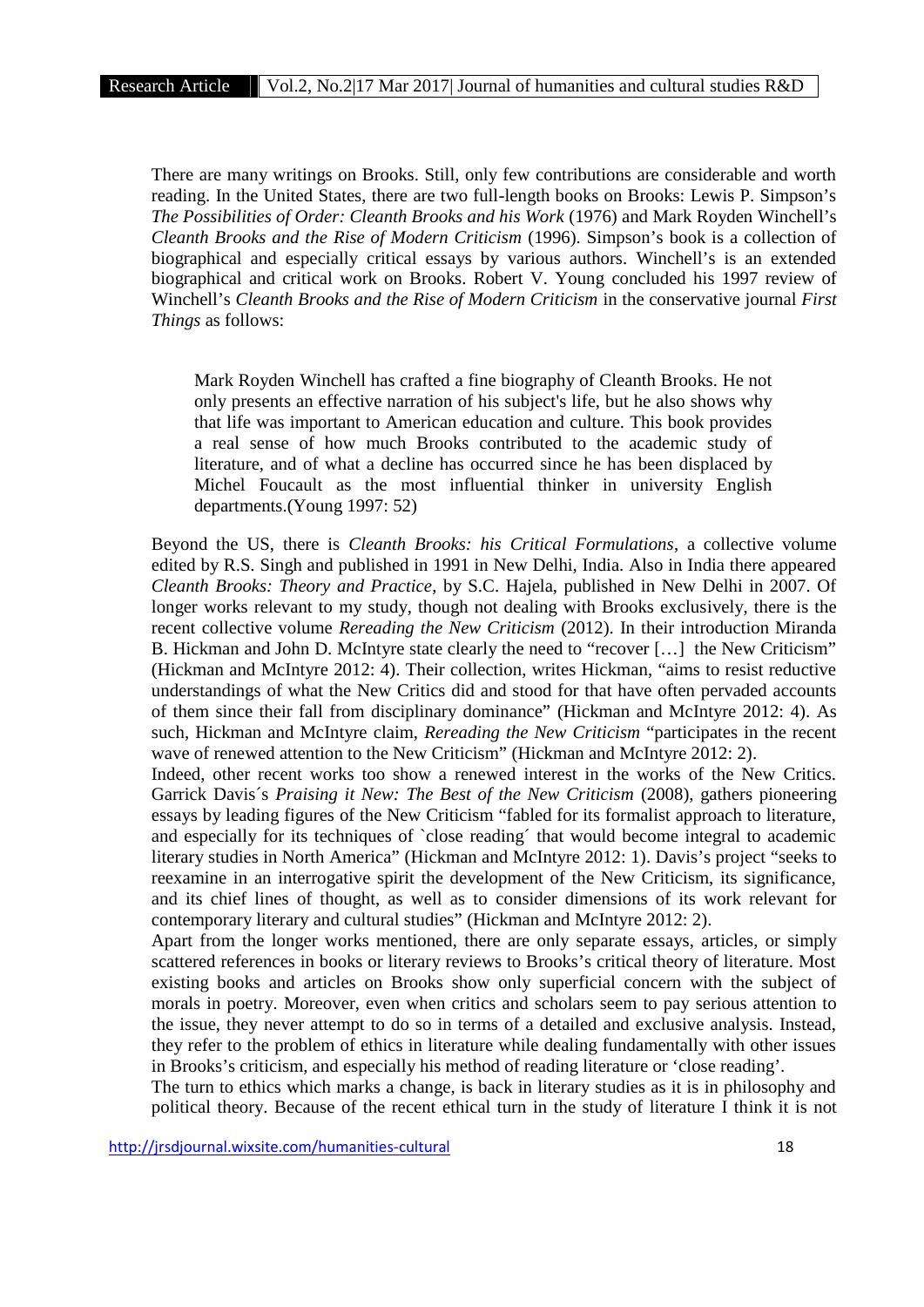There are many writings on Brooks. Still, only few contributions are considerable and worth reading. In the United States, there are two full-length books on Brooks: Lewis P. Simpson's *The Possibilities of Order: Cleanth Brooks and his Work* (1976) and Mark Royden Winchell's *Cleanth Brooks and the Rise of Modern Criticism* (1996). Simpson's book is a collection of biographical and especially critical essays by various authors. Winchell's is an extended biographical and critical work on Brooks. Robert V. Young concluded his 1997 review of Winchell's *Cleanth Brooks and the Rise of Modern Criticism* in the conservative journal *First Things* as follows:

> Mark Royden Winchell has crafted a fine biography of Cleanth Brooks. He not only presents an effective narration of his subject's life, but he also shows why that life was important to American education and culture. This book provides a real sense of how much Brooks contributed to the academic study of literature, and of what a decline has occurred since he has been displaced by Michel Foucault as the most influential thinker in university English departments.(Young 1997: 52)

Beyond the US, there is *Cleanth Brooks: his Critical Formulations*, a collective volume edited by R.S. Singh and published in 1991 in New Delhi, India. Also in India there appeared *Cleanth Brooks: Theory and Practice*, by S.C. Hajela, published in New Delhi in 2007. Of longer works relevant to my study, though not dealing with Brooks exclusively, there is the recent collective volume *Rereading the New Criticism* (2012). In their introduction Miranda B. Hickman and John D. McIntyre state clearly the need to "recover […] the New Criticism" (Hickman and McIntyre 2012: 4). Their collection, writes Hickman, "aims to resist reductive understandings of what the New Critics did and stood for that have often pervaded accounts of them since their fall from disciplinary dominance" (Hickman and McIntyre 2012: 4). As such, Hickman and McIntyre claim, *Rereading the New Criticism* "participates in the recent wave of renewed attention to the New Criticism" (Hickman and McIntyre 2012: 2).

Indeed, other recent works too show a renewed interest in the works of the New Critics. Garrick Davis´s *Praising it New: The Best of the New Criticism* (2008), gathers pioneering essays by leading figures of the New Criticism "fabled for its formalist approach to literature, and especially for its techniques of `close reading´ that would become integral to academic literary studies in North America" (Hickman and McIntyre 2012: 1). Davis's project "seeks to reexamine in an interrogative spirit the development of the New Criticism, its significance, and its chief lines of thought, as well as to consider dimensions of its work relevant for contemporary literary and cultural studies" (Hickman and McIntyre 2012: 2).

Apart from the longer works mentioned, there are only separate essays, articles, or simply scattered references in books or literary reviews to Brooks's critical theory of literature. Most existing books and articles on Brooks show only superficial concern with the subject of morals in poetry. Moreover, even when critics and scholars seem to pay serious attention to the issue, they never attempt to do so in terms of a detailed and exclusive analysis. Instead, they refer to the problem of ethics in literature while dealing fundamentally with other issues in Brooks's criticism, and especially his method of reading literature or 'close reading'.

The turn to ethics which marks a change, is back in literary studies as it is in philosophy and political theory. Because of the recent ethical turn in the study of literature I think it is not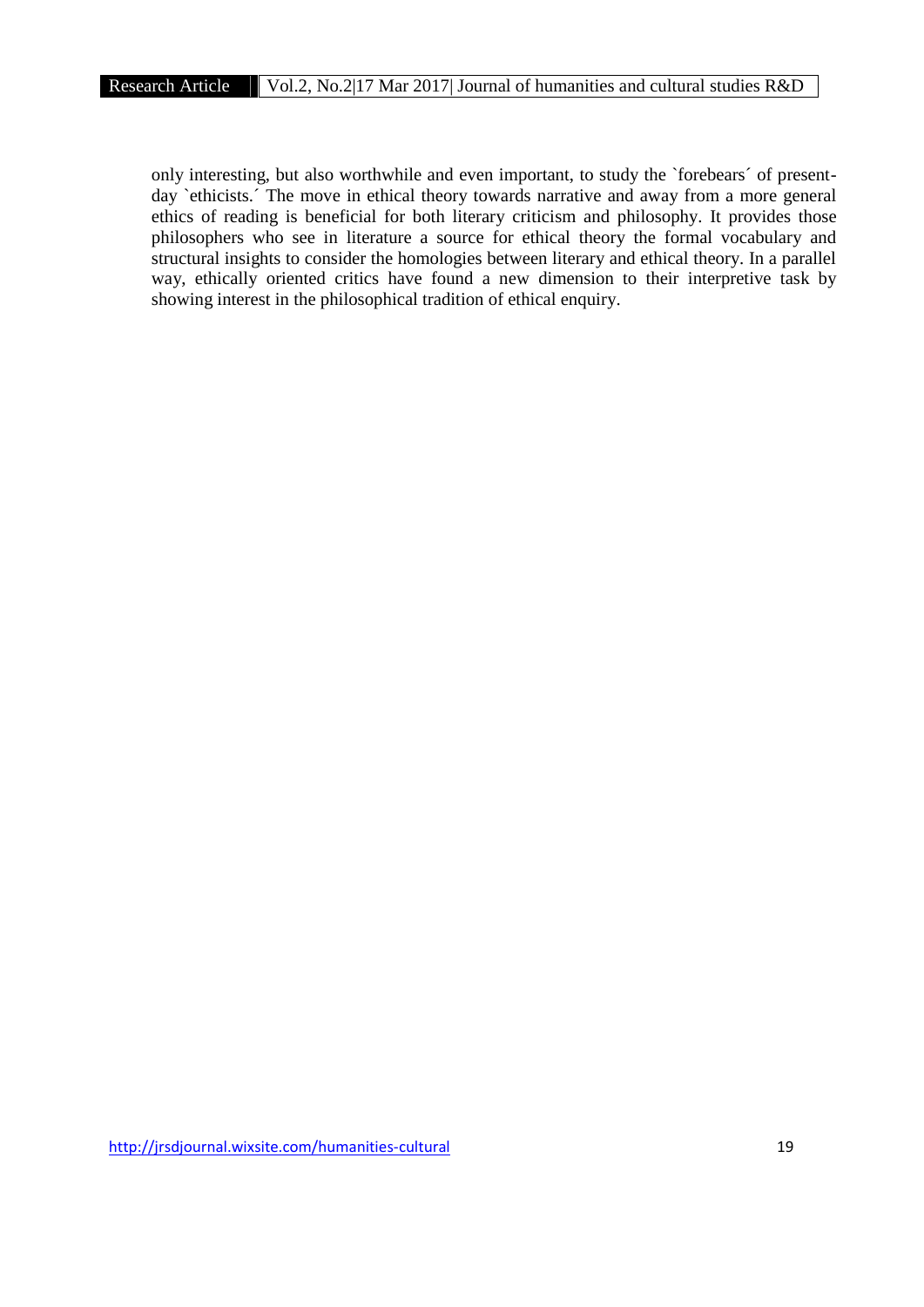only interesting, but also worthwhile and even important, to study the `forebears´ of present-day `ethicists.´ The move in ethical theory towards narrative and away from a more general ethics of reading is beneficial for both literary criticism and philosophy. It provides those philosophers who see in literature a source for ethical theory the formal vocabulary and structural insights to consider the homologies between literary and ethical theory. In a parallel way, ethically oriented critics have found a new dimension to their interpretive task by showing interest in the philosophical tradition of ethical enquiry.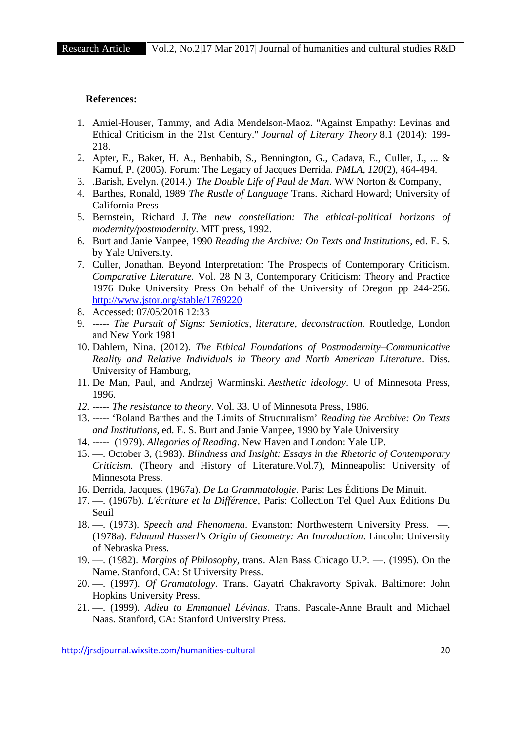**References:**

1. Amiel-Houser, Tammy, and Adia Mendelson-Maoz. "Against Empathy: Levinas and Ethical Criticism in the 21st Century." *Journal of Literary Theory* 8.1 (2014): 199-218.
2. Apter, E., Baker, H. A., Benhabib, S., Bennington, G., Cadava, E., Culler, J., ... & Kamuf, P. (2005). Forum: The Legacy of Jacques Derrida. *PMLA*, *120*(2), 464-494.
3. .Barish, Evelyn. (2014.) *The Double Life of Paul de Man*. WW Norton & Company,
4. Barthes, Ronald, 1989 *The Rustle of Language* Trans. Richard Howard; University of California Press
5. Bernstein, Richard J. *The new constellation: The ethical-political horizons of modernity/postmodernity*. MIT press, 1992.
6. Burt and Janie Vanpee, 1990 *Reading the Archive: On Texts and Institutions*, ed. E. S. by Yale University.
7. Culler, Jonathan. Beyond Interpretation: The Prospects of Contemporary Criticism. *Comparative Literature.* Vol. 28 N 3, Contemporary Criticism: Theory and Practice 1976 Duke University Press On behalf of the University of Oregon pp 244-256. http://www.jstor.org/stable/1769220
8. Accessed: 07/05/2016 12:33
9. ----- *The Pursuit of Signs: Semiotics, literature, deconstruction.* Routledge, London and New York 1981
10. Dahlern, Nina. (2012). *The Ethical Foundations of Postmodernity–Communicative Reality and Relative Individuals in Theory and North American Literature*. Diss. University of Hamburg,
11. De Man, Paul, and Andrzej Warminski. *Aesthetic ideology*. U of Minnesota Press, 1996.
12. ----- *The resistance to theory*. Vol. 33. U of Minnesota Press, 1986.
13. ----- 'Roland Barthes and the Limits of Structuralism' *Reading the Archive: On Texts and Institutions*, ed. E. S. Burt and Janie Vanpee, 1990 by Yale University
14. ----- (1979). *Allegories of Reading*. New Haven and London: Yale UP.
15. —. October 3, (1983). *Blindness and Insight: Essays in the Rhetoric of Contemporary Criticism.* (Theory and History of Literature.Vol.7), Minneapolis: University of Minnesota Press.
16. Derrida, Jacques. (1967a). *De La Grammatologie*. Paris: Les Éditions De Minuit.
17. —. (1967b). *L'écriture et la Différence*, Paris: Collection Tel Quel Aux Éditions Du Seuil
18. —. (1973). *Speech and Phenomena*. Evanston: Northwestern University Press. —. (1978a). *Edmund Husserl's Origin of Geometry: An Introduction*. Lincoln: University of Nebraska Press.
19. —. (1982). *Margins of Philosophy*, trans. Alan Bass Chicago U.P. —. (1995). On the Name. Stanford, CA: St University Press.
20. —. (1997). *Of Gramatology*. Trans. Gayatri Chakravorty Spivak. Baltimore: John Hopkins University Press.
21. —. (1999). *Adieu to Emmanuel Lévinas*. Trans. Pascale-Anne Brault and Michael Naas. Stanford, CA: Stanford University Press.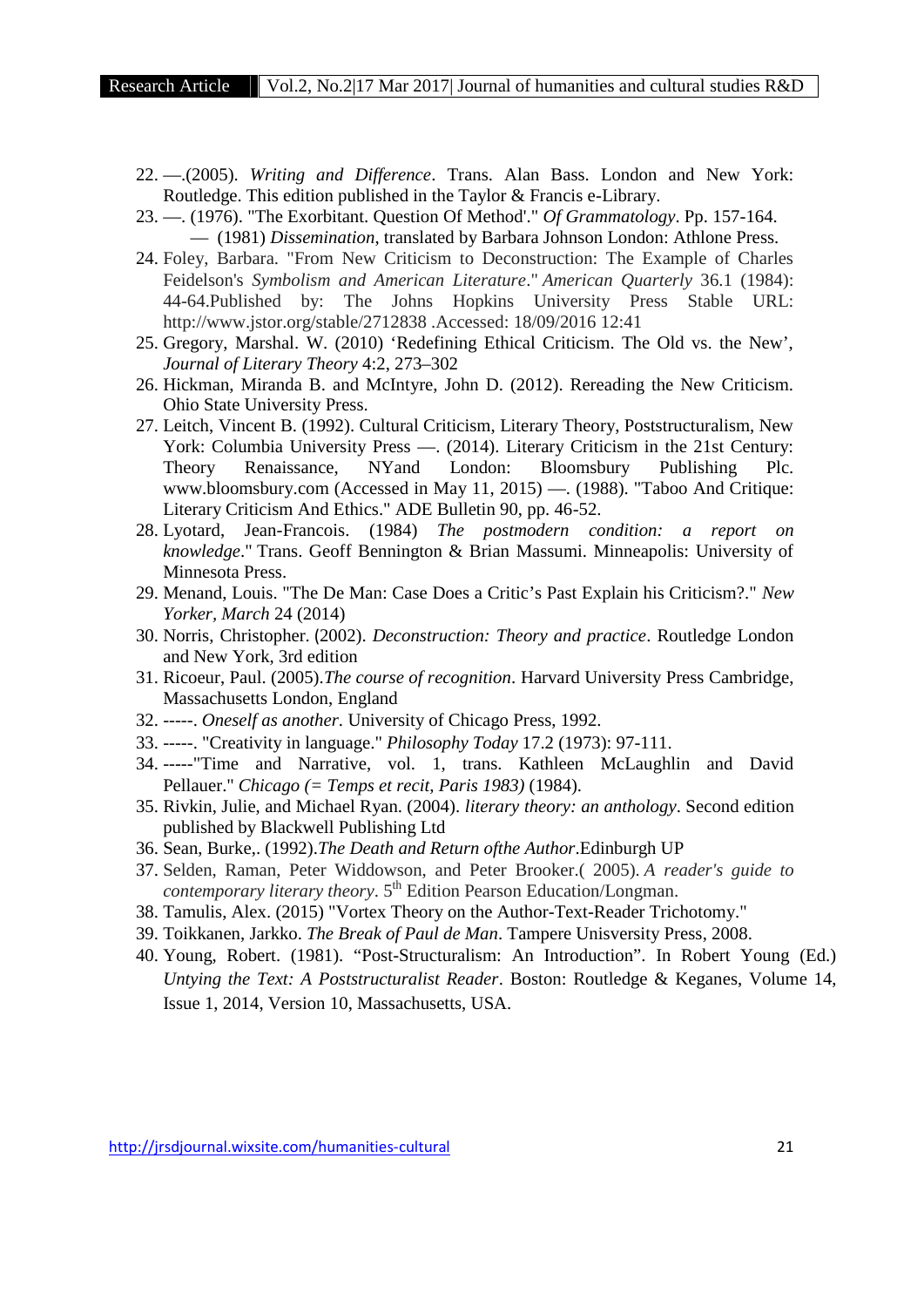22. —.(2005). *Writing and Difference*. Trans. Alan Bass. London and New York: Routledge. This edition published in the Taylor & Francis e-Library.
23. —. (1976). "The Exorbitant. Question Of Method'." *Of Grammatology*. Pp. 157-164.
    — (1981) *Dissemination*, translated by Barbara Johnson London: Athlone Press.
24. Foley, Barbara. "From New Criticism to Deconstruction: The Example of Charles Feidelson's *Symbolism and American Literature*." *American Quarterly* 36.1 (1984): 44-64.Published by: The Johns Hopkins University Press Stable URL: http://www.jstor.org/stable/2712838 .Accessed: 18/09/2016 12:41
25. Gregory, Marshal. W. (2010) 'Redefining Ethical Criticism. The Old vs. the New', *Journal of Literary Theory* 4:2, 273–302
26. Hickman, Miranda B. and McIntyre, John D. (2012). Rereading the New Criticism. Ohio State University Press.
27. Leitch, Vincent B. (1992). Cultural Criticism, Literary Theory, Poststructuralism, New York: Columbia University Press —. (2014). Literary Criticism in the 21st Century: Theory Renaissance, NYand London: Bloomsbury Publishing Plc. www.bloomsbury.com (Accessed in May 11, 2015) —. (1988). "Taboo And Critique: Literary Criticism And Ethics." ADE Bulletin 90, pp. 46-52.
28. Lyotard, Jean-Francois. (1984) *The postmodern condition: a report on knowledge*." Trans. Geoff Bennington & Brian Massumi. Minneapolis: University of Minnesota Press.
29. Menand, Louis. "The De Man: Case Does a Critic's Past Explain his Criticism?." *New Yorker, March* 24 (2014)
30. Norris, Christopher. (2002). *Deconstruction: Theory and practice*. Routledge London and New York, 3rd edition
31. Ricoeur, Paul. (2005).*The course of recognition*. Harvard University Press Cambridge, Massachusetts London, England
32. -----. *Oneself as another*. University of Chicago Press, 1992.
33. -----. "Creativity in language." *Philosophy Today* 17.2 (1973): 97-111.
34. -----"Time and Narrative, vol. 1, trans. Kathleen McLaughlin and David Pellauer." *Chicago (= Temps et recit, Paris 1983)* (1984).
35. Rivkin, Julie, and Michael Ryan. (2004). *literary theory: an anthology*. Second edition published by Blackwell Publishing Ltd
36. Sean, Burke,. (1992).*The Death and Return ofthe Author*.Edinburgh UP
37. Selden, Raman, Peter Widdowson, and Peter Brooker.( 2005). *A reader's guide to contemporary literary theory*. 5th Edition Pearson Education/Longman.
38. Tamulis, Alex. (2015) "Vortex Theory on the Author-Text-Reader Trichotomy."
39. Toikkanen, Jarkko. *The Break of Paul de Man*. Tampere Unisversity Press, 2008.
40. Young, Robert. (1981). "Post-Structuralism: An Introduction". In Robert Young (Ed.) *Untying the Text: A Poststructuralist Reader*. Boston: Routledge & Keganes, Volume 14, Issue 1, 2014, Version 10, Massachusetts, USA.